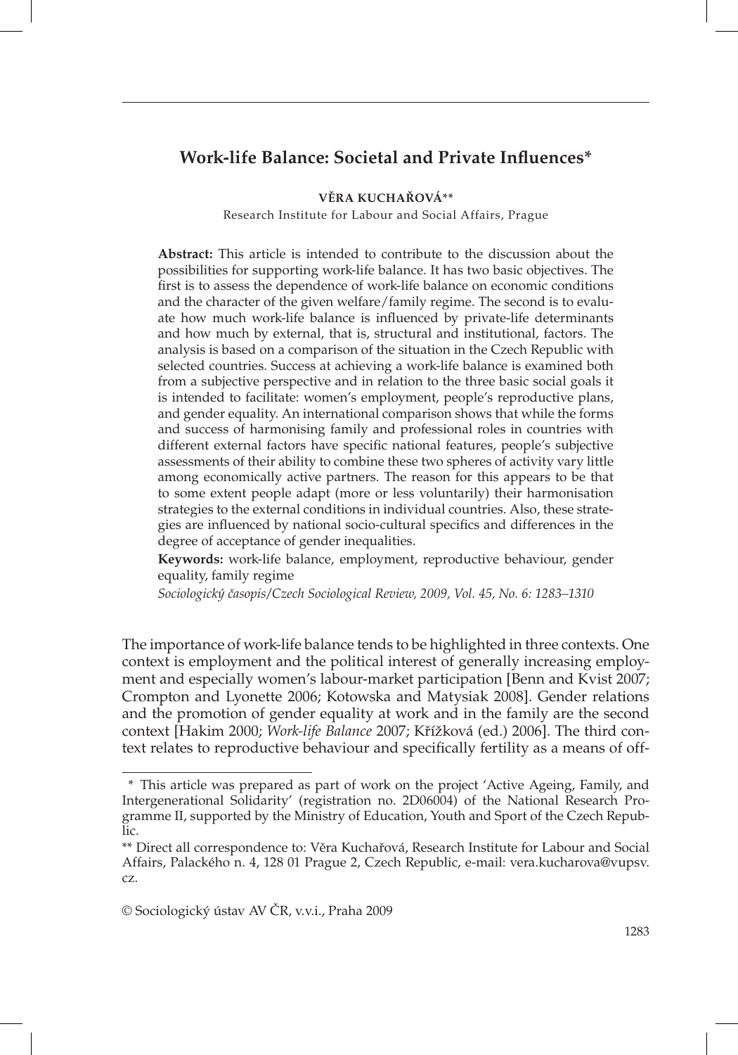# Work-life Balance: Societal and Private Influences*

**VĚRA KUCHAŘOVÁ****

Research Institute for Labour and Social Affairs, Prague

**Abstract:** This article is intended to contribute to the discussion about the possibilities for supporting work-life balance. It has two basic objectives. The first is to assess the dependence of work-life balance on economic conditions and the character of the given welfare/family regime. The second is to evaluate how much work-life balance is influenced by private-life determinants and how much by external, that is, structural and institutional, factors. The analysis is based on a comparison of the situation in the Czech Republic with selected countries. Success at achieving a work-life balance is examined both from a subjective perspective and in relation to the three basic social goals it is intended to facilitate: women's employment, people's reproductive plans, and gender equality. An international comparison shows that while the forms and success of harmonising family and professional roles in countries with different external factors have specific national features, people's subjective assessments of their ability to combine these two spheres of activity vary little among economically active partners. The reason for this appears to be that to some extent people adapt (more or less voluntarily) their harmonisation strategies to the external conditions in individual countries. Also, these strategies are influenced by national socio-cultural specifics and differences in the degree of acceptance of gender inequalities.

**Keywords:** work-life balance, employment, reproductive behaviour, gender equality, family regime

*Sociologický časopis/Czech Sociological Review, 2009, Vol. 45, No. 6: 1283–1310*

The importance of work-life balance tends to be highlighted in three contexts. One context is employment and the political interest of generally increasing employment and especially women's labour-market participation [Benn and Kvist 2007; Crompton and Lyonette 2006; Kotowska and Matysiak 2008]. Gender relations and the promotion of gender equality at work and in the family are the second context [Hakim 2000; *Work-life Balance* 2007; Křížková (ed.) 2006]. The third context relates to reproductive behaviour and specifically fertility as a means of off-

---

\* This article was prepared as part of work on the project 'Active Ageing, Family, and Intergenerational Solidarity' (registration no. 2D06004) of the National Research Programme II, supported by the Ministry of Education, Youth and Sport of the Czech Republic.

\*\* Direct all correspondence to: Věra Kuchařová, Research Institute for Labour and Social Affairs, Palackého n. 4, 128 01 Prague 2, Czech Republic, e-mail: vera.kucharova@vupsv.cz.

© Sociologický ústav AV ČR, v.v.i., Praha 2009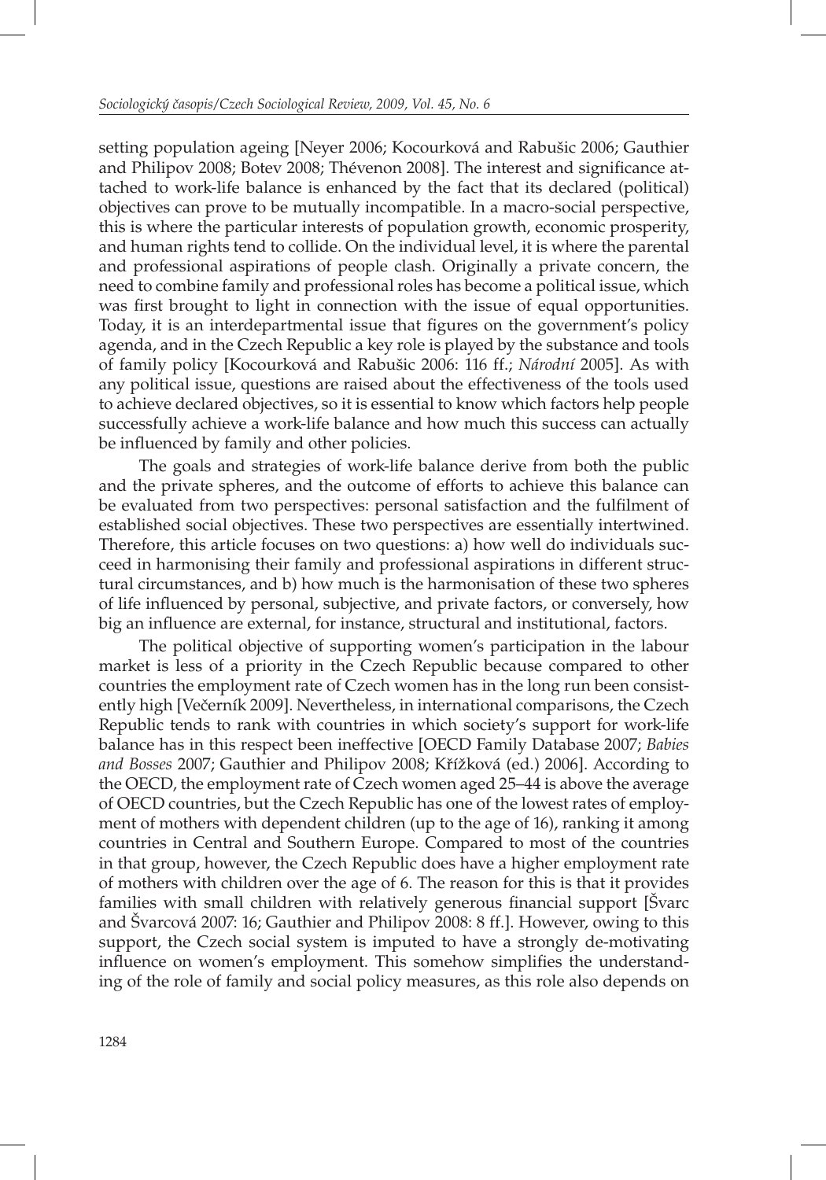setting population ageing [Neyer 2006; Kocourková and Rabušic 2006; Gauthier and Philipov 2008; Botev 2008; Thévenon 2008]. The interest and significance attached to work-life balance is enhanced by the fact that its declared (political) objectives can prove to be mutually incompatible. In a macro-social perspective, this is where the particular interests of population growth, economic prosperity, and human rights tend to collide. On the individual level, it is where the parental and professional aspirations of people clash. Originally a private concern, the need to combine family and professional roles has become a political issue, which was first brought to light in connection with the issue of equal opportunities. Today, it is an interdepartmental issue that figures on the government's policy agenda, and in the Czech Republic a key role is played by the substance and tools of family policy [Kocourková and Rabušic 2006: 116 ff.; *Národní* 2005]. As with any political issue, questions are raised about the effectiveness of the tools used to achieve declared objectives, so it is essential to know which factors help people successfully achieve a work-life balance and how much this success can actually be influenced by family and other policies.

The goals and strategies of work-life balance derive from both the public and the private spheres, and the outcome of efforts to achieve this balance can be evaluated from two perspectives: personal satisfaction and the fulfilment of established social objectives. These two perspectives are essentially intertwined. Therefore, this article focuses on two questions: a) how well do individuals succeed in harmonising their family and professional aspirations in different structural circumstances, and b) how much is the harmonisation of these two spheres of life influenced by personal, subjective, and private factors, or conversely, how big an influence are external, for instance, structural and institutional, factors.

The political objective of supporting women's participation in the labour market is less of a priority in the Czech Republic because compared to other countries the employment rate of Czech women has in the long run been consistently high [Večerník 2009]. Nevertheless, in international comparisons, the Czech Republic tends to rank with countries in which society's support for work-life balance has in this respect been ineffective [OECD Family Database 2007; *Babies and Bosses* 2007; Gauthier and Philipov 2008; Křížková (ed.) 2006]. According to the OECD, the employment rate of Czech women aged 25–44 is above the average of OECD countries, but the Czech Republic has one of the lowest rates of employment of mothers with dependent children (up to the age of 16), ranking it among countries in Central and Southern Europe. Compared to most of the countries in that group, however, the Czech Republic does have a higher employment rate of mothers with children over the age of 6. The reason for this is that it provides families with small children with relatively generous financial support [Švarc and Švarcová 2007: 16; Gauthier and Philipov 2008: 8 ff.]. However, owing to this support, the Czech social system is imputed to have a strongly de-motivating influence on women's employment. This somehow simplifies the understanding of the role of family and social policy measures, as this role also depends on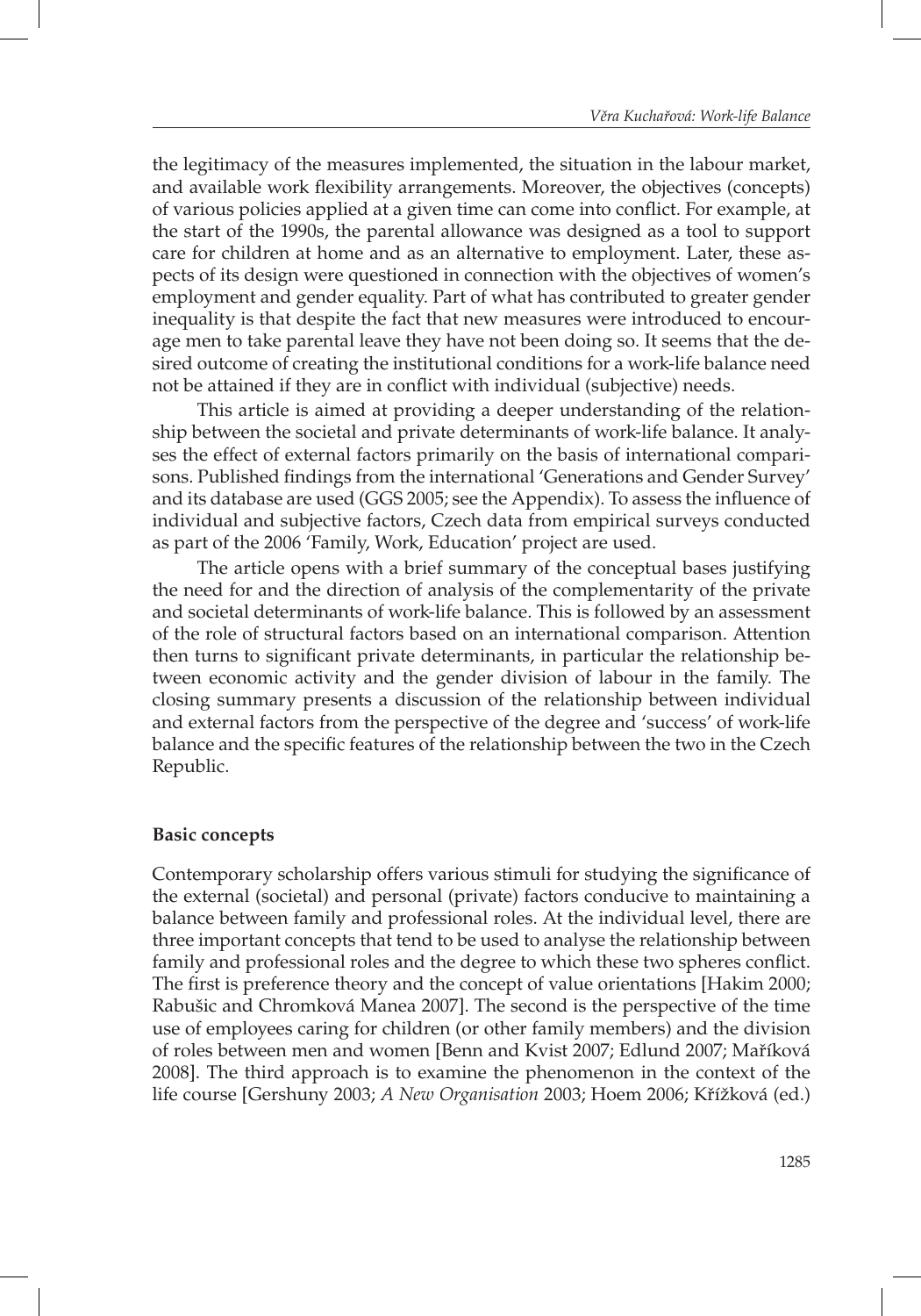the legitimacy of the measures implemented, the situation in the labour market, and available work flexibility arrangements. Moreover, the objectives (concepts) of various policies applied at a given time can come into conflict. For example, at the start of the 1990s, the parental allowance was designed as a tool to support care for children at home and as an alternative to employment. Later, these aspects of its design were questioned in connection with the objectives of women's employment and gender equality. Part of what has contributed to greater gender inequality is that despite the fact that new measures were introduced to encourage men to take parental leave they have not been doing so. It seems that the desired outcome of creating the institutional conditions for a work-life balance need not be attained if they are in conflict with individual (subjective) needs.

This article is aimed at providing a deeper understanding of the relationship between the societal and private determinants of work-life balance. It analyses the effect of external factors primarily on the basis of international comparisons. Published findings from the international 'Generations and Gender Survey' and its database are used (GGS 2005; see the Appendix). To assess the influence of individual and subjective factors, Czech data from empirical surveys conducted as part of the 2006 'Family, Work, Education' project are used.

The article opens with a brief summary of the conceptual bases justifying the need for and the direction of analysis of the complementarity of the private and societal determinants of work-life balance. This is followed by an assessment of the role of structural factors based on an international comparison. Attention then turns to significant private determinants, in particular the relationship between economic activity and the gender division of labour in the family. The closing summary presents a discussion of the relationship between individual and external factors from the perspective of the degree and 'success' of work-life balance and the specific features of the relationship between the two in the Czech Republic.

## Basic concepts

Contemporary scholarship offers various stimuli for studying the significance of the external (societal) and personal (private) factors conducive to maintaining a balance between family and professional roles. At the individual level, there are three important concepts that tend to be used to analyse the relationship between family and professional roles and the degree to which these two spheres conflict. The first is preference theory and the concept of value orientations [Hakim 2000; Rabušic and Chromková Manea 2007]. The second is the perspective of the time use of employees caring for children (or other family members) and the division of roles between men and women [Benn and Kvist 2007; Edlund 2007; Maříková 2008]. The third approach is to examine the phenomenon in the context of the life course [Gershuny 2003; *A New Organisation* 2003; Hoem 2006; Křížková (ed.)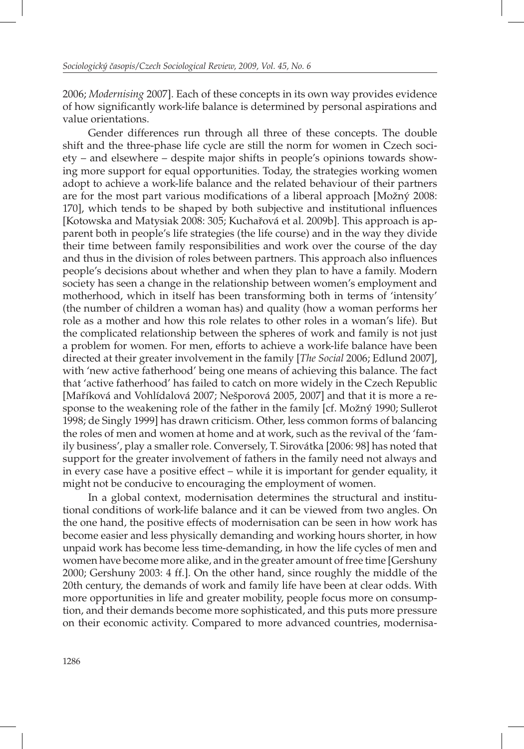2006; *Modernising* 2007]. Each of these concepts in its own way provides evidence of how significantly work-life balance is determined by personal aspirations and value orientations.

Gender differences run through all three of these concepts. The double shift and the three-phase life cycle are still the norm for women in Czech society – and elsewhere – despite major shifts in people's opinions towards showing more support for equal opportunities. Today, the strategies working women adopt to achieve a work-life balance and the related behaviour of their partners are for the most part various modifications of a liberal approach [Možný 2008: 170], which tends to be shaped by both subjective and institutional influences [Kotowska and Matysiak 2008: 305; Kuchařová et al. 2009b]. This approach is apparent both in people's life strategies (the life course) and in the way they divide their time between family responsibilities and work over the course of the day and thus in the division of roles between partners. This approach also influences people's decisions about whether and when they plan to have a family. Modern society has seen a change in the relationship between women's employment and motherhood, which in itself has been transforming both in terms of 'intensity' (the number of children a woman has) and quality (how a woman performs her role as a mother and how this role relates to other roles in a woman's life). But the complicated relationship between the spheres of work and family is not just a problem for women. For men, efforts to achieve a work-life balance have been directed at their greater involvement in the family [*The Social* 2006; Edlund 2007], with 'new active fatherhood' being one means of achieving this balance. The fact that 'active fatherhood' has failed to catch on more widely in the Czech Republic [Maříková and Vohlídalová 2007; Nešporová 2005, 2007] and that it is more a response to the weakening role of the father in the family [cf. Možný 1990; Sullerot 1998; de Singly 1999] has drawn criticism. Other, less common forms of balancing the roles of men and women at home and at work, such as the revival of the 'family business', play a smaller role. Conversely, T. Sirovátka [2006: 98] has noted that support for the greater involvement of fathers in the family need not always and in every case have a positive effect – while it is important for gender equality, it might not be conducive to encouraging the employment of women.

In a global context, modernisation determines the structural and institutional conditions of work-life balance and it can be viewed from two angles. On the one hand, the positive effects of modernisation can be seen in how work has become easier and less physically demanding and working hours shorter, in how unpaid work has become less time-demanding, in how the life cycles of men and women have become more alike, and in the greater amount of free time [Gershuny 2000; Gershuny 2003: 4 ff.]. On the other hand, since roughly the middle of the 20th century, the demands of work and family life have been at clear odds. With more opportunities in life and greater mobility, people focus more on consumption, and their demands become more sophisticated, and this puts more pressure on their economic activity. Compared to more advanced countries, modernisa-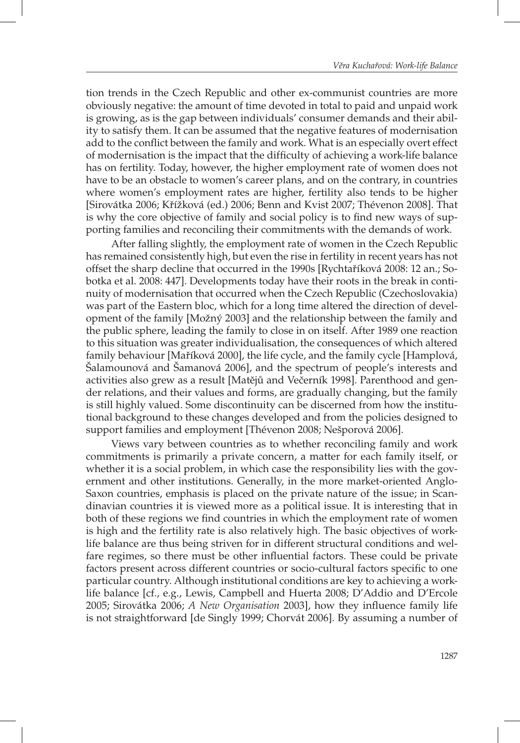tion trends in the Czech Republic and other ex-communist countries are more obviously negative: the amount of time devoted in total to paid and unpaid work is growing, as is the gap between individuals' consumer demands and their ability to satisfy them. It can be assumed that the negative features of modernisation add to the conflict between the family and work. What is an especially overt effect of modernisation is the impact that the difficulty of achieving a work-life balance has on fertility. Today, however, the higher employment rate of women does not have to be an obstacle to women's career plans, and on the contrary, in countries where women's employment rates are higher, fertility also tends to be higher [Sirovátka 2006; Křížková (ed.) 2006; Benn and Kvist 2007; Thévenon 2008]. That is why the core objective of family and social policy is to find new ways of supporting families and reconciling their commitments with the demands of work.

After falling slightly, the employment rate of women in the Czech Republic has remained consistently high, but even the rise in fertility in recent years has not offset the sharp decline that occurred in the 1990s [Rychtaříková 2008: 12 an.; Sobotka et al. 2008: 447]. Developments today have their roots in the break in continuity of modernisation that occurred when the Czech Republic (Czechoslovakia) was part of the Eastern bloc, which for a long time altered the direction of development of the family [Možný 2003] and the relationship between the family and the public sphere, leading the family to close in on itself. After 1989 one reaction to this situation was greater individualisation, the consequences of which altered family behaviour [Maříková 2000], the life cycle, and the family cycle [Hamplová, Šalamounová and Šamanová 2006], and the spectrum of people's interests and activities also grew as a result [Matějů and Večerník 1998]. Parenthood and gender relations, and their values and forms, are gradually changing, but the family is still highly valued. Some discontinuity can be discerned from how the institutional background to these changes developed and from the policies designed to support families and employment [Thévenon 2008; Nešporová 2006].

Views vary between countries as to whether reconciling family and work commitments is primarily a private concern, a matter for each family itself, or whether it is a social problem, in which case the responsibility lies with the government and other institutions. Generally, in the more market-oriented Anglo-Saxon countries, emphasis is placed on the private nature of the issue; in Scandinavian countries it is viewed more as a political issue. It is interesting that in both of these regions we find countries in which the employment rate of women is high and the fertility rate is also relatively high. The basic objectives of work-life balance are thus being striven for in different structural conditions and welfare regimes, so there must be other influential factors. These could be private factors present across different countries or socio-cultural factors specific to one particular country. Although institutional conditions are key to achieving a work-life balance [cf., e.g., Lewis, Campbell and Huerta 2008; D'Addio and D'Ercole 2005; Sirovátka 2006; *A New Organisation* 2003], how they influence family life is not straightforward [de Singly 1999; Chorvát 2006]. By assuming a number of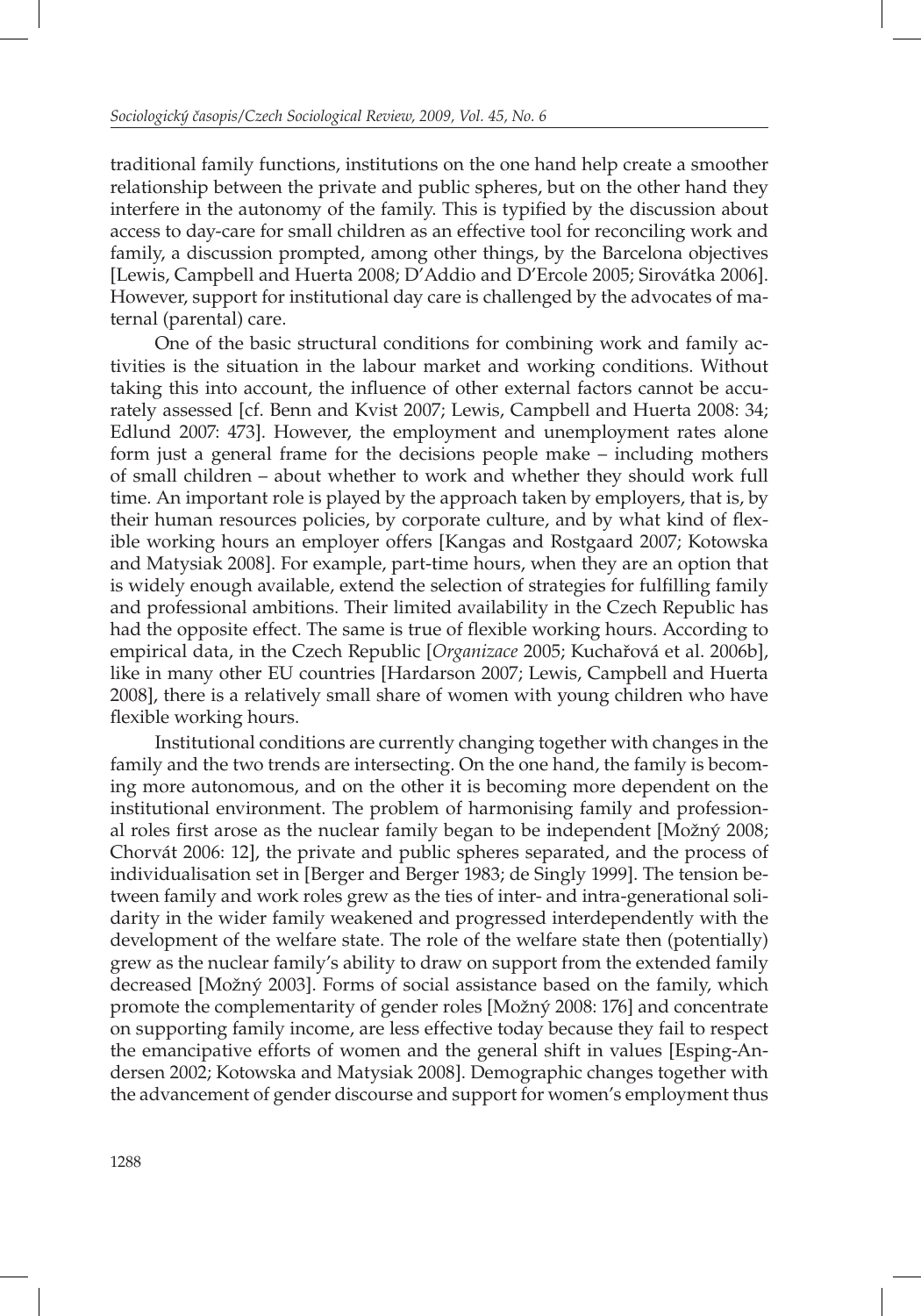traditional family functions, institutions on the one hand help create a smoother relationship between the private and public spheres, but on the other hand they interfere in the autonomy of the family. This is typified by the discussion about access to day-care for small children as an effective tool for reconciling work and family, a discussion prompted, among other things, by the Barcelona objectives [Lewis, Campbell and Huerta 2008; D'Addio and D'Ercole 2005; Sirovátka 2006]. However, support for institutional day care is challenged by the advocates of maternal (parental) care.

One of the basic structural conditions for combining work and family activities is the situation in the labour market and working conditions. Without taking this into account, the influence of other external factors cannot be accurately assessed [cf. Benn and Kvist 2007; Lewis, Campbell and Huerta 2008: 34; Edlund 2007: 473]. However, the employment and unemployment rates alone form just a general frame for the decisions people make – including mothers of small children – about whether to work and whether they should work full time. An important role is played by the approach taken by employers, that is, by their human resources policies, by corporate culture, and by what kind of flexible working hours an employer offers [Kangas and Rostgaard 2007; Kotowska and Matysiak 2008]. For example, part-time hours, when they are an option that is widely enough available, extend the selection of strategies for fulfilling family and professional ambitions. Their limited availability in the Czech Republic has had the opposite effect. The same is true of flexible working hours. According to empirical data, in the Czech Republic [*Organizace* 2005; Kuchařová et al. 2006b], like in many other EU countries [Hardarson 2007; Lewis, Campbell and Huerta 2008], there is a relatively small share of women with young children who have flexible working hours.

Institutional conditions are currently changing together with changes in the family and the two trends are intersecting. On the one hand, the family is becoming more autonomous, and on the other it is becoming more dependent on the institutional environment. The problem of harmonising family and professional roles first arose as the nuclear family began to be independent [Možný 2008; Chorvát 2006: 12], the private and public spheres separated, and the process of individualisation set in [Berger and Berger 1983; de Singly 1999]. The tension between family and work roles grew as the ties of inter- and intra-generational solidarity in the wider family weakened and progressed interdependently with the development of the welfare state. The role of the welfare state then (potentially) grew as the nuclear family's ability to draw on support from the extended family decreased [Možný 2003]. Forms of social assistance based on the family, which promote the complementarity of gender roles [Možný 2008: 176] and concentrate on supporting family income, are less effective today because they fail to respect the emancipative efforts of women and the general shift in values [Esping-Andersen 2002; Kotowska and Matysiak 2008]. Demographic changes together with the advancement of gender discourse and support for women's employment thus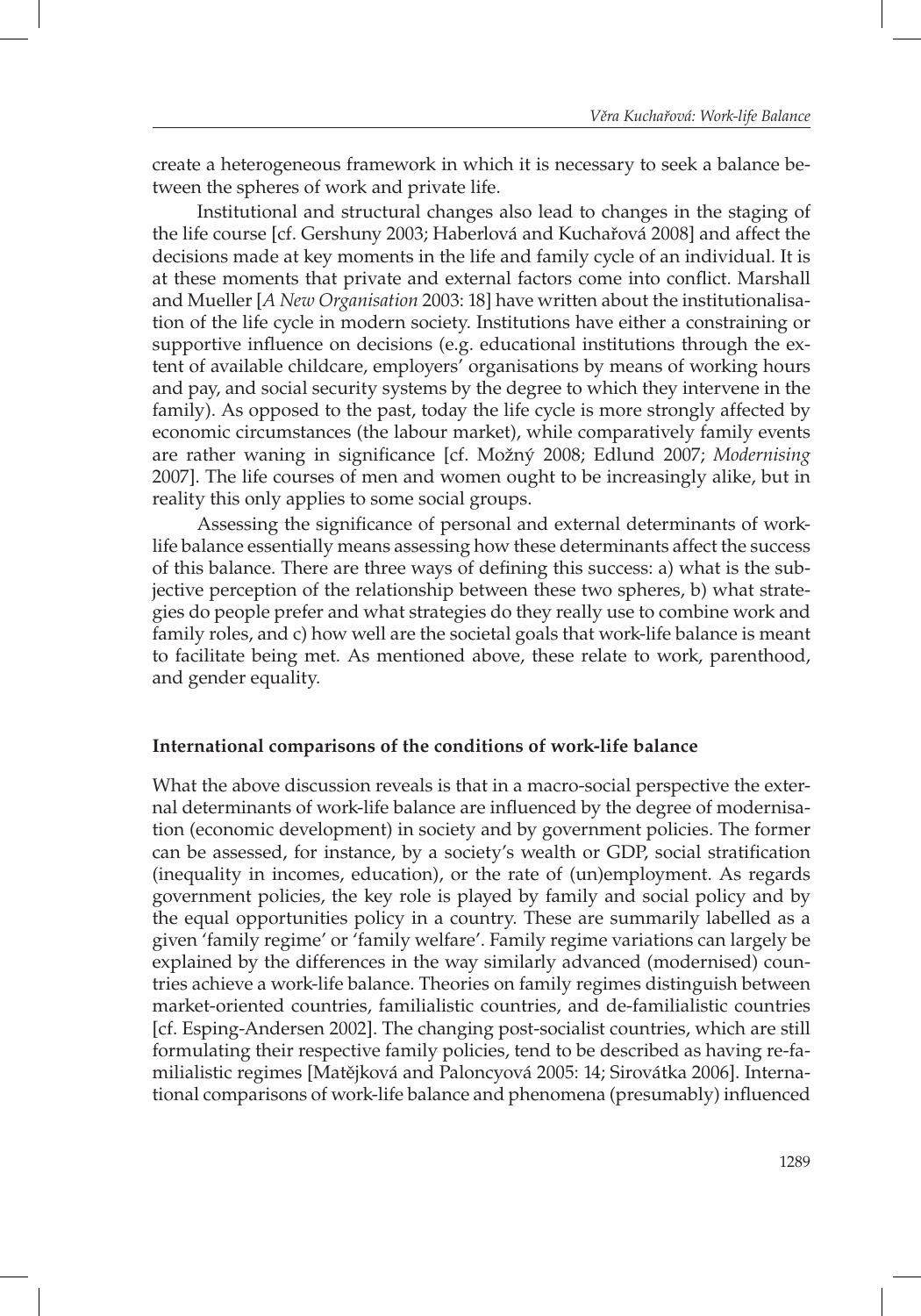create a heterogeneous framework in which it is necessary to seek a balance between the spheres of work and private life.

Institutional and structural changes also lead to changes in the staging of the life course [cf. Gershuny 2003; Haberlová and Kuchařová 2008] and affect the decisions made at key moments in the life and family cycle of an individual. It is at these moments that private and external factors come into conflict. Marshall and Mueller [*A New Organisation* 2003: 18] have written about the institutionalisation of the life cycle in modern society. Institutions have either a constraining or supportive influence on decisions (e.g. educational institutions through the extent of available childcare, employers' organisations by means of working hours and pay, and social security systems by the degree to which they intervene in the family). As opposed to the past, today the life cycle is more strongly affected by economic circumstances (the labour market), while comparatively family events are rather waning in significance [cf. Možný 2008; Edlund 2007; *Modernising* 2007]. The life courses of men and women ought to be increasingly alike, but in reality this only applies to some social groups.

Assessing the significance of personal and external determinants of work-life balance essentially means assessing how these determinants affect the success of this balance. There are three ways of defining this success: a) what is the subjective perception of the relationship between these two spheres, b) what strategies do people prefer and what strategies do they really use to combine work and family roles, and c) how well are the societal goals that work-life balance is meant to facilitate being met. As mentioned above, these relate to work, parenthood, and gender equality.

### International comparisons of the conditions of work-life balance

What the above discussion reveals is that in a macro-social perspective the external determinants of work-life balance are influenced by the degree of modernisation (economic development) in society and by government policies. The former can be assessed, for instance, by a society's wealth or GDP, social stratification (inequality in incomes, education), or the rate of (un)employment. As regards government policies, the key role is played by family and social policy and by the equal opportunities policy in a country. These are summarily labelled as a given 'family regime' or 'family welfare'. Family regime variations can largely be explained by the differences in the way similarly advanced (modernised) countries achieve a work-life balance. Theories on family regimes distinguish between market-oriented countries, familialistic countries, and de-familialistic countries [cf. Esping-Andersen 2002]. The changing post-socialist countries, which are still formulating their respective family policies, tend to be described as having re-familialistic regimes [Matějková and Paloncyová 2005: 14; Sirovátka 2006]. International comparisons of work-life balance and phenomena (presumably) influenced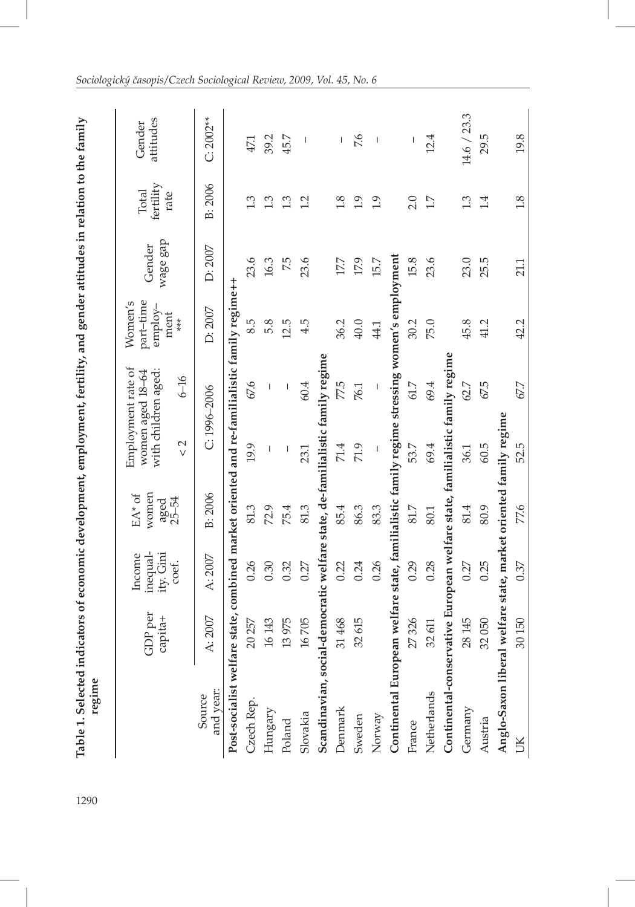**Table 1. Selected indicators of economic development, employment, fertility, and gender attitudes in relation to the family regime**

| | GDP per capita+ | Income inequality. Gini coef. | EA* of women aged 25–54 | Employment rate of women aged 18–64 with children aged: | | Women's part-time employment *** | Gender wage gap | Total fertility rate | Gender attitudes |
|---|---|---|---|---|---|---|---|---|---|
| | | | | < 2 | 6–16 | | | | |
| Source and year: | A: 2007 | A: 2007 | B: 2006 | C: 1996–2006 | | D: 2007 | D: 2007 | B: 2006 | C: 2002** |
| **Post-socialist welfare state, combined market oriented and re-familialistic family regime++** | | | | | | | | | |
| Czech Rep. | 20 257 | 0.26 | 81.3 | 19.9 | 67.6 | 8.5 | 23.6 | 1.3 | 47.1 |
| Hungary | 16 143 | 0.30 | 72.9 | – | – | 5.8 | 16.3 | 1.3 | 39.2 |
| Poland | 13 975 | 0.32 | 75.4 | – | – | 12.5 | 7.5 | 1.3 | 45.7 |
| Slovakia | 16 705 | 0.27 | 81.3 | 23.1 | 60.4 | 4.5 | 23.6 | 1.2 | – |
| **Scandinavian, social-democratic welfare state, de-familialistic family regime** | | | | | | | | | |
| Denmark | 31 468 | 0.22 | 85.4 | 71.4 | 77.5 | 36.2 | 17.7 | 1.8 | – |
| Sweden | 32 615 | 0.24 | 86.3 | 71.9 | 76.1 | 40.0 | 17.9 | 1.9 | 7.6 |
| Norway | | 0.26 | 83.3 | – | – | 44.1 | 15.7 | 1.9 | – |
| **Continental European welfare state, familialistic family regime stressing women's employment** | | | | | | | | | |
| France | 27 326 | 0.29 | 81.7 | 53.7 | 61.7 | 30.2 | 15.8 | 2.0 | – |
| Netherlands | 32 611 | 0.28 | 80.1 | 69.4 | 69.4 | 75.0 | 23.6 | 1.7 | 12.4 |
| **Continental-conservative European welfare state, familialistic family regime** | | | | | | | | | |
| Germany | 28 145 | 0.27 | 81.4 | 36.1 | 62.7 | 45.8 | 23.0 | 1.3 | 14.6 / 23.3 |
| Austria | 32 050 | 0.25 | 80.9 | 60.5 | 67.5 | 41.2 | 25.5 | 1.4 | 29.5 |
| **Anglo-Saxon liberal welfare state, market oriented family regime** | | | | | | | | | |
| UK | 30 150 | 0.37 | 77.6 | 52.5 | 67.7 | 42.2 | 21.1 | 1.8 | 19.8 |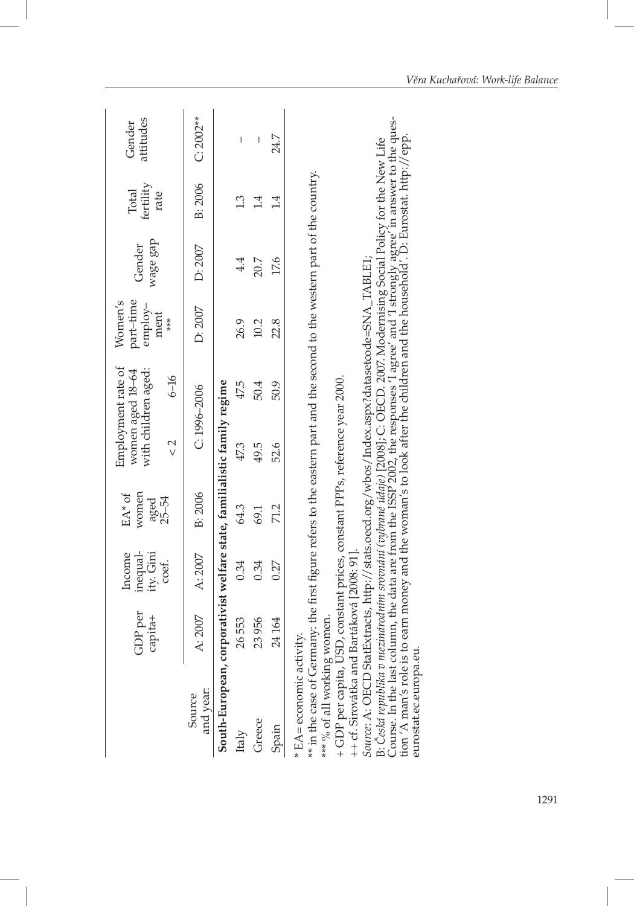| Source and year: | GDP per capita+ | Income inequality Gini coef. | EA* of women aged 25–54 | Employment rate of women aged 18–64 with children aged: | | Women's part-time employment *** | Gender wage gap | Total fertility rate | Gender attitudes |
|---|---|---|---|---|---|---|---|---|---|
| | | | | < 2 | 6–16 | | | | |
| | A: 2007 | A: 2007 | B: 2006 | C: 1996–2006 | | D: 2007 | D: 2007 | B: 2006 | C: 2002** |
| **South-European, corporativist welfare state, familialistic family regime** | | | | | | | | | |
| Italy | 26 553 | 0.34 | 64.3 | 47.3 | 47.5 | 26.9 | 4.4 | 1.3 | – |
| Greece | 23 956 | 0.34 | 69.1 | 49.5 | 50.4 | 10.2 | 20.7 | 1.4 | – |
| Spain | 24 164 | 0.27 | 71.2 | 52.6 | 50.9 | 22.8 | 17.6 | 1.4 | 24.7 |

\* EA= economic activity.

** in the case of Germany: the first figure refers to the eastern part and the second to the western part of the country.

*** % of all working women.

\+ GDP per capita, USD, constant prices, constant PPPs, reference year 2000.

++ cf. Sirovátka and Bartáková [2008: 91].

*Source*: A: OECD StatExtracts, http://stats.oecd.org/wbos/Index.aspx?datasetcode=SNA_TABLE1;
B: *Česká republika v mezinárodním srovnání (vybrané údaje)* [2008]; C: OECD. 2007. Modernising Social Policy for the New Life Course. In the last column, the data are from the ISSP 2002, the responses 'I agree' and 'I strongly agree' in answer to the question 'A man's role is to earn money and the woman's to look after the children and the household'. D: Eurostat. http://epp.eurostat.ec.europa.eu.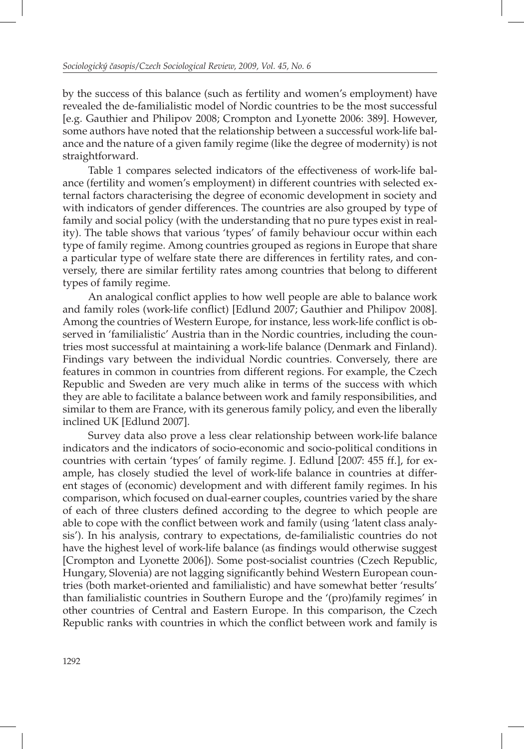by the success of this balance (such as fertility and women's employment) have revealed the de-familialistic model of Nordic countries to be the most successful [e.g. Gauthier and Philipov 2008; Crompton and Lyonette 2006: 389]. However, some authors have noted that the relationship between a successful work-life balance and the nature of a given family regime (like the degree of modernity) is not straightforward.

Table 1 compares selected indicators of the effectiveness of work-life balance (fertility and women's employment) in different countries with selected external factors characterising the degree of economic development in society and with indicators of gender differences. The countries are also grouped by type of family and social policy (with the understanding that no pure types exist in reality). The table shows that various 'types' of family behaviour occur within each type of family regime. Among countries grouped as regions in Europe that share a particular type of welfare state there are differences in fertility rates, and conversely, there are similar fertility rates among countries that belong to different types of family regime.

An analogical conflict applies to how well people are able to balance work and family roles (work-life conflict) [Edlund 2007; Gauthier and Philipov 2008]. Among the countries of Western Europe, for instance, less work-life conflict is observed in 'familialistic' Austria than in the Nordic countries, including the countries most successful at maintaining a work-life balance (Denmark and Finland). Findings vary between the individual Nordic countries. Conversely, there are features in common in countries from different regions. For example, the Czech Republic and Sweden are very much alike in terms of the success with which they are able to facilitate a balance between work and family responsibilities, and similar to them are France, with its generous family policy, and even the liberally inclined UK [Edlund 2007].

Survey data also prove a less clear relationship between work-life balance indicators and the indicators of socio-economic and socio-political conditions in countries with certain 'types' of family regime. J. Edlund [2007: 455 ff.], for example, has closely studied the level of work-life balance in countries at different stages of (economic) development and with different family regimes. In his comparison, which focused on dual-earner couples, countries varied by the share of each of three clusters defined according to the degree to which people are able to cope with the conflict between work and family (using 'latent class analysis'). In his analysis, contrary to expectations, de-familialistic countries do not have the highest level of work-life balance (as findings would otherwise suggest [Crompton and Lyonette 2006]). Some post-socialist countries (Czech Republic, Hungary, Slovenia) are not lagging significantly behind Western European countries (both market-oriented and familialistic) and have somewhat better 'results' than familialistic countries in Southern Europe and the '(pro)family regimes' in other countries of Central and Eastern Europe. In this comparison, the Czech Republic ranks with countries in which the conflict between work and family is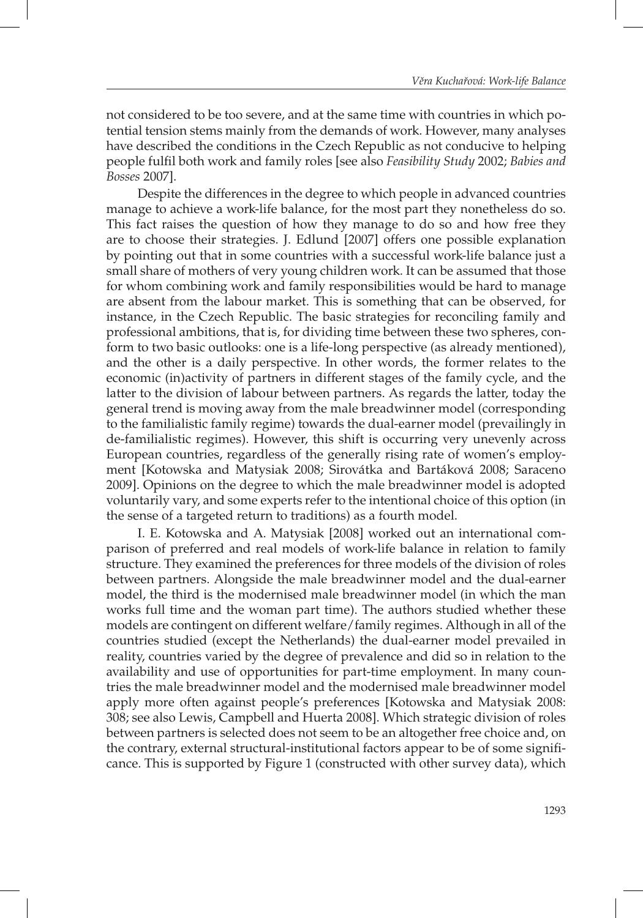not considered to be too severe, and at the same time with countries in which potential tension stems mainly from the demands of work. However, many analyses have described the conditions in the Czech Republic as not conducive to helping people fulfil both work and family roles [see also *Feasibility Study* 2002; *Babies and Bosses* 2007].

Despite the differences in the degree to which people in advanced countries manage to achieve a work-life balance, for the most part they nonetheless do so. This fact raises the question of how they manage to do so and how free they are to choose their strategies. J. Edlund [2007] offers one possible explanation by pointing out that in some countries with a successful work-life balance just a small share of mothers of very young children work. It can be assumed that those for whom combining work and family responsibilities would be hard to manage are absent from the labour market. This is something that can be observed, for instance, in the Czech Republic. The basic strategies for reconciling family and professional ambitions, that is, for dividing time between these two spheres, conform to two basic outlooks: one is a life-long perspective (as already mentioned), and the other is a daily perspective. In other words, the former relates to the economic (in)activity of partners in different stages of the family cycle, and the latter to the division of labour between partners. As regards the latter, today the general trend is moving away from the male breadwinner model (corresponding to the familialistic family regime) towards the dual-earner model (prevailingly in de-familialistic regimes). However, this shift is occurring very unevenly across European countries, regardless of the generally rising rate of women's employment [Kotowska and Matysiak 2008; Sirovátka and Bartáková 2008; Saraceno 2009]. Opinions on the degree to which the male breadwinner model is adopted voluntarily vary, and some experts refer to the intentional choice of this option (in the sense of a targeted return to traditions) as a fourth model.

I. E. Kotowska and A. Matysiak [2008] worked out an international comparison of preferred and real models of work-life balance in relation to family structure. They examined the preferences for three models of the division of roles between partners. Alongside the male breadwinner model and the dual-earner model, the third is the modernised male breadwinner model (in which the man works full time and the woman part time). The authors studied whether these models are contingent on different welfare/family regimes. Although in all of the countries studied (except the Netherlands) the dual-earner model prevailed in reality, countries varied by the degree of prevalence and did so in relation to the availability and use of opportunities for part-time employment. In many countries the male breadwinner model and the modernised male breadwinner model apply more often against people's preferences [Kotowska and Matysiak 2008: 308; see also Lewis, Campbell and Huerta 2008]. Which strategic division of roles between partners is selected does not seem to be an altogether free choice and, on the contrary, external structural-institutional factors appear to be of some significance. This is supported by Figure 1 (constructed with other survey data), which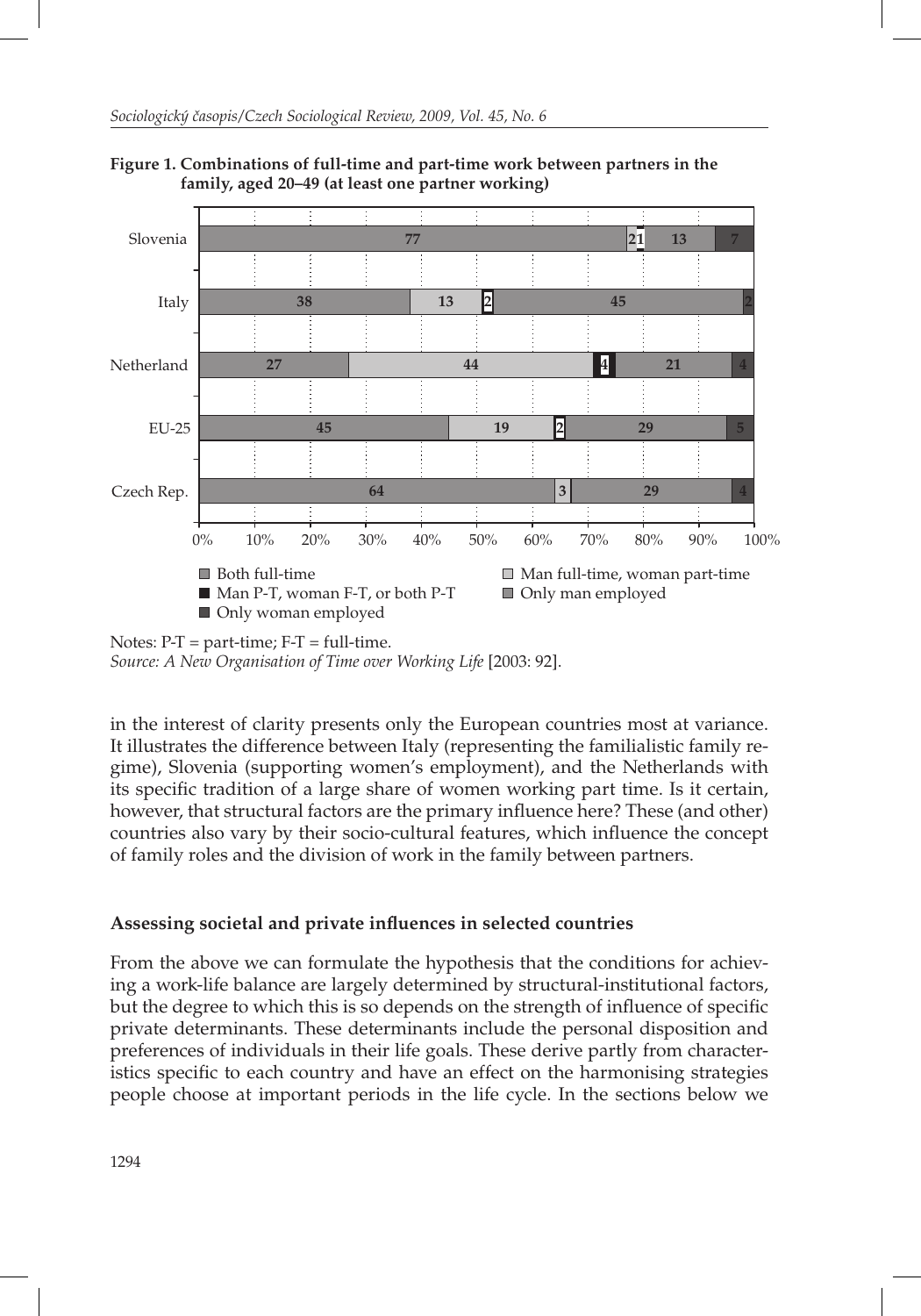**Figure 1. Combinations of full-time and part-time work between partners in the family, aged 20–49 (at least one partner working)**

| | Both full-time | Man full-time, woman part-time | Man P-T, woman F-T, or both P-T | Only man employed | Only woman employed |
|---|---|---|---|---|---|
| Slovenia | 77 | 2 | 1 | 13 | 7 |
| Italy | 38 | 13 | 2 | 45 | 2 |
| Netherland | 27 | 44 | 4 | 21 | 4 |
| EU-25 | 45 | 19 | 2 | 29 | 5 |
| Czech Rep. | 64 | 3 | | 29 | 4 |

Notes: P-T = part-time; F-T = full-time.
*Source: A New Organisation of Time over Working Life* [2003: 92].

in the interest of clarity presents only the European countries most at variance. It illustrates the difference between Italy (representing the familialistic family regime), Slovenia (supporting women's employment), and the Netherlands with its specific tradition of a large share of women working part time. Is it certain, however, that structural factors are the primary influence here? These (and other) countries also vary by their socio-cultural features, which influence the concept of family roles and the division of work in the family between partners.

## Assessing societal and private influences in selected countries

From the above we can formulate the hypothesis that the conditions for achieving a work-life balance are largely determined by structural-institutional factors, but the degree to which this is so depends on the strength of influence of specific private determinants. These determinants include the personal disposition and preferences of individuals in their life goals. These derive partly from characteristics specific to each country and have an effect on the harmonising strategies people choose at important periods in the life cycle. In the sections below we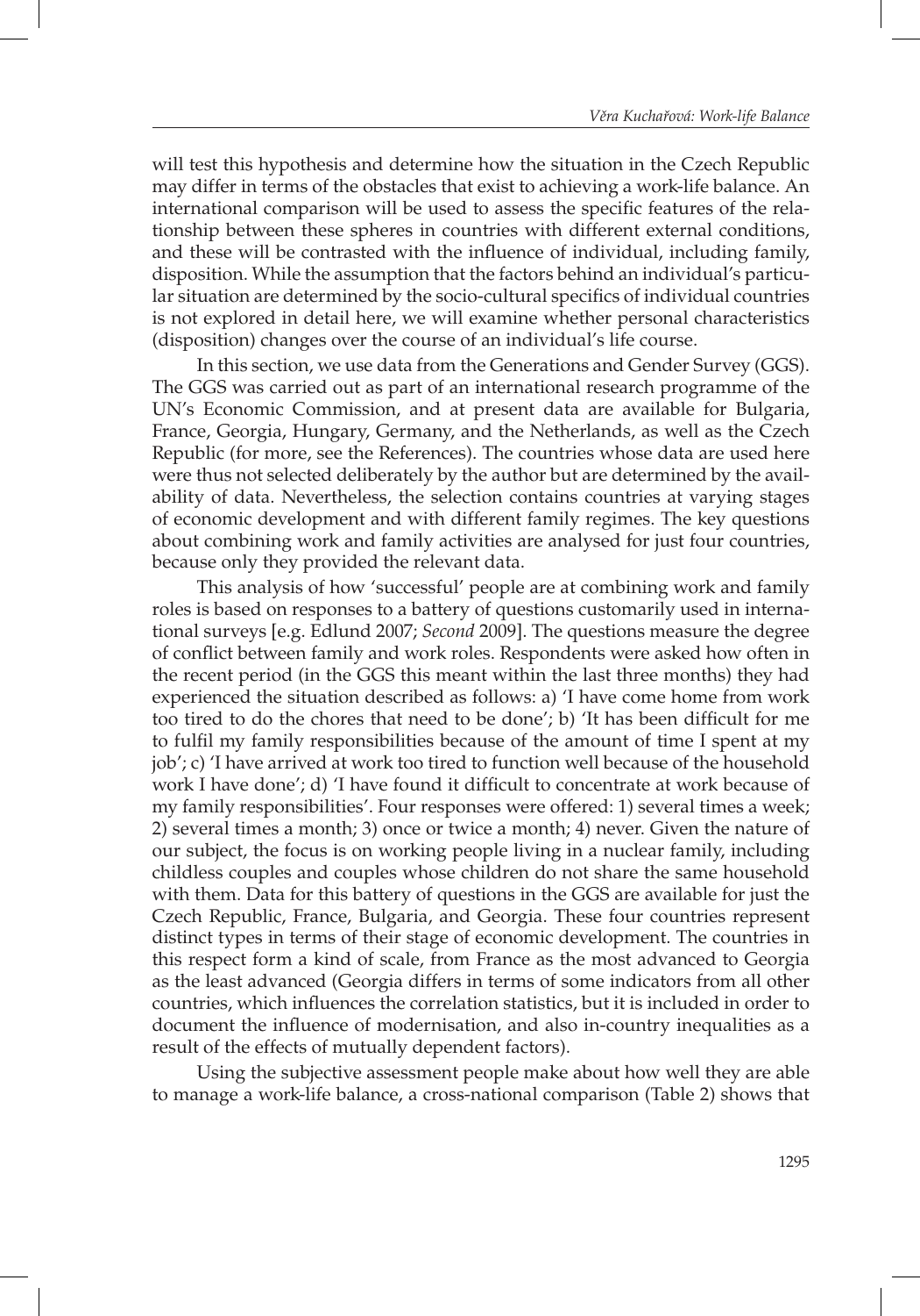will test this hypothesis and determine how the situation in the Czech Republic may differ in terms of the obstacles that exist to achieving a work-life balance. An international comparison will be used to assess the specific features of the relationship between these spheres in countries with different external conditions, and these will be contrasted with the influence of individual, including family, disposition. While the assumption that the factors behind an individual's particular situation are determined by the socio-cultural specifics of individual countries is not explored in detail here, we will examine whether personal characteristics (disposition) changes over the course of an individual's life course.

In this section, we use data from the Generations and Gender Survey (GGS). The GGS was carried out as part of an international research programme of the UN's Economic Commission, and at present data are available for Bulgaria, France, Georgia, Hungary, Germany, and the Netherlands, as well as the Czech Republic (for more, see the References). The countries whose data are used here were thus not selected deliberately by the author but are determined by the availability of data. Nevertheless, the selection contains countries at varying stages of economic development and with different family regimes. The key questions about combining work and family activities are analysed for just four countries, because only they provided the relevant data.

This analysis of how 'successful' people are at combining work and family roles is based on responses to a battery of questions customarily used in international surveys [e.g. Edlund 2007; *Second* 2009]. The questions measure the degree of conflict between family and work roles. Respondents were asked how often in the recent period (in the GGS this meant within the last three months) they had experienced the situation described as follows: a) 'I have come home from work too tired to do the chores that need to be done'; b) 'It has been difficult for me to fulfil my family responsibilities because of the amount of time I spent at my job'; c) 'I have arrived at work too tired to function well because of the household work I have done'; d) 'I have found it difficult to concentrate at work because of my family responsibilities'. Four responses were offered: 1) several times a week; 2) several times a month; 3) once or twice a month; 4) never. Given the nature of our subject, the focus is on working people living in a nuclear family, including childless couples and couples whose children do not share the same household with them. Data for this battery of questions in the GGS are available for just the Czech Republic, France, Bulgaria, and Georgia. These four countries represent distinct types in terms of their stage of economic development. The countries in this respect form a kind of scale, from France as the most advanced to Georgia as the least advanced (Georgia differs in terms of some indicators from all other countries, which influences the correlation statistics, but it is included in order to document the influence of modernisation, and also in-country inequalities as a result of the effects of mutually dependent factors).

Using the subjective assessment people make about how well they are able to manage a work-life balance, a cross-national comparison (Table 2) shows that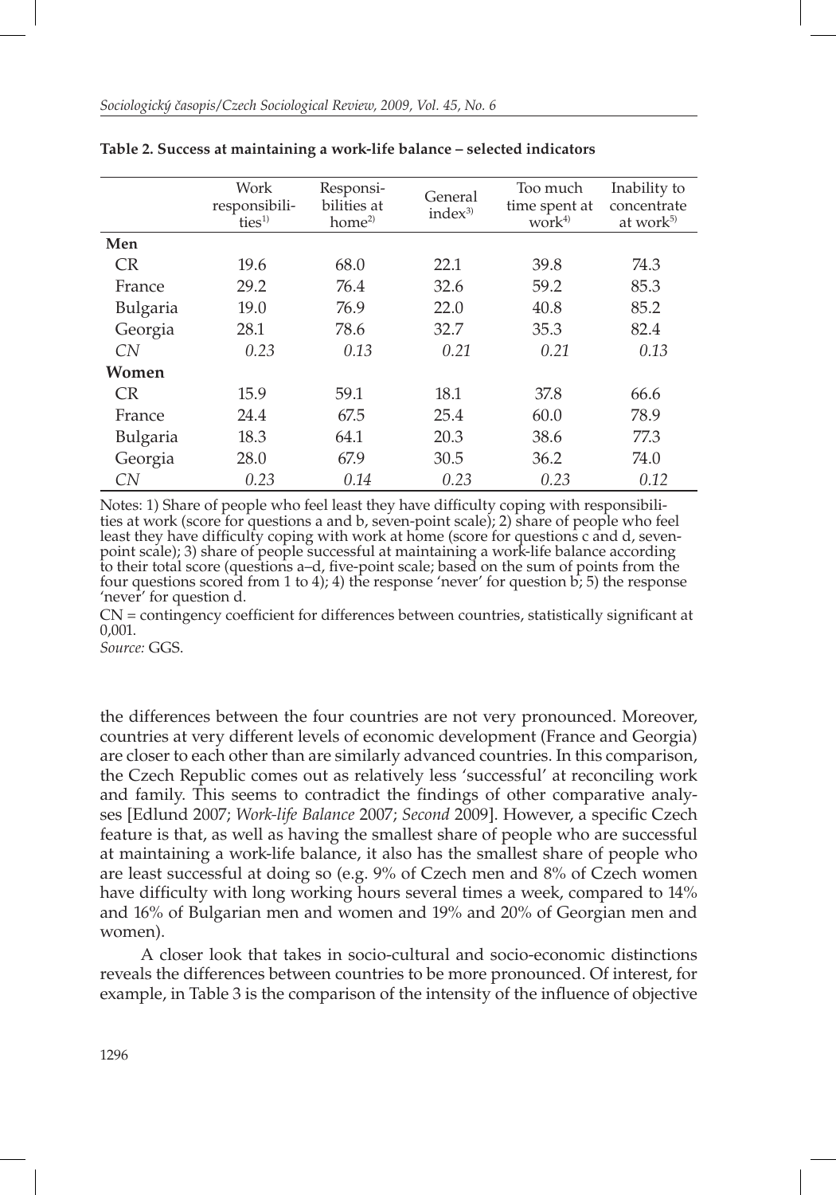**Table 2. Success at maintaining a work-life balance – selected indicators**

| | Work responsibilities[1)] | Responsibilities at home[2)] | General index[3)] | Too much time spent at work[4)] | Inability to concentrate at work[5)] |
|---|---|---|---|---|---|
| **Men** | | | | | |
| CR | 19.6 | 68.0 | 22.1 | 39.8 | 74.3 |
| France | 29.2 | 76.4 | 32.6 | 59.2 | 85.3 |
| Bulgaria | 19.0 | 76.9 | 22.0 | 40.8 | 85.2 |
| Georgia | 28.1 | 78.6 | 32.7 | 35.3 | 82.4 |
| *CN* | *0.23* | *0.13* | *0.21* | *0.21* | *0.13* |
| **Women** | | | | | |
| CR | 15.9 | 59.1 | 18.1 | 37.8 | 66.6 |
| France | 24.4 | 67.5 | 25.4 | 60.0 | 78.9 |
| Bulgaria | 18.3 | 64.1 | 20.3 | 38.6 | 77.3 |
| Georgia | 28.0 | 67.9 | 30.5 | 36.2 | 74.0 |
| *CN* | *0.23* | *0.14* | *0.23* | *0.23* | *0.12* |

Notes: 1) Share of people who feel least they have difficulty coping with responsibilities at work (score for questions a and b, seven-point scale); 2) share of people who feel least they have difficulty coping with work at home (score for questions c and d, seven-point scale); 3) share of people successful at maintaining a work-life balance according to their total score (questions a–d, five-point scale; based on the sum of points from the four questions scored from 1 to 4); 4) the response 'never' for question b; 5) the response 'never' for question d.

CN = contingency coefficient for differences between countries, statistically significant at 0,001.

*Source:* GGS.

the differences between the four countries are not very pronounced. Moreover, countries at very different levels of economic development (France and Georgia) are closer to each other than are similarly advanced countries. In this comparison, the Czech Republic comes out as relatively less 'successful' at reconciling work and family. This seems to contradict the findings of other comparative analyses [Edlund 2007; *Work-life Balance* 2007; *Second* 2009]. However, a specific Czech feature is that, as well as having the smallest share of people who are successful at maintaining a work-life balance, it also has the smallest share of people who are least successful at doing so (e.g. 9% of Czech men and 8% of Czech women have difficulty with long working hours several times a week, compared to 14% and 16% of Bulgarian men and women and 19% and 20% of Georgian men and women).

A closer look that takes in socio-cultural and socio-economic distinctions reveals the differences between countries to be more pronounced. Of interest, for example, in Table 3 is the comparison of the intensity of the influence of objective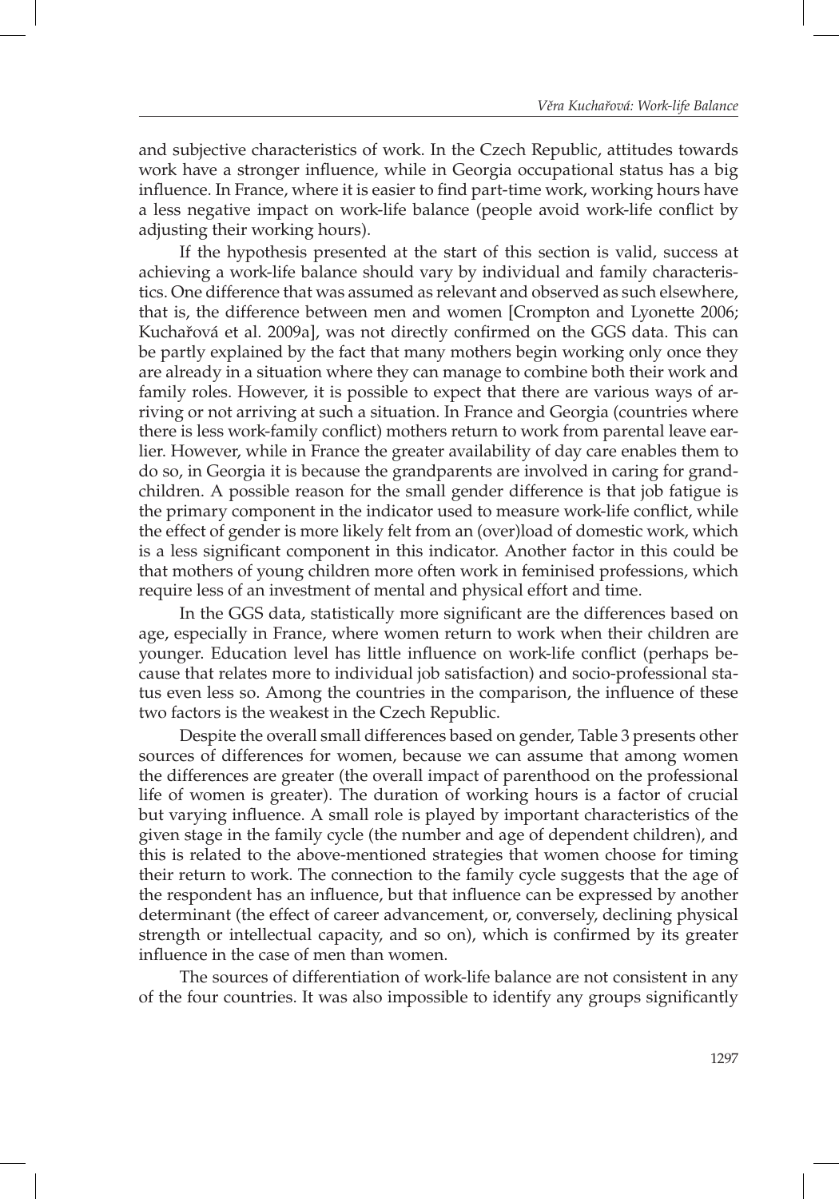and subjective characteristics of work. In the Czech Republic, attitudes towards work have a stronger influence, while in Georgia occupational status has a big influence. In France, where it is easier to find part-time work, working hours have a less negative impact on work-life balance (people avoid work-life conflict by adjusting their working hours).

If the hypothesis presented at the start of this section is valid, success at achieving a work-life balance should vary by individual and family characteristics. One difference that was assumed as relevant and observed as such elsewhere, that is, the difference between men and women [Crompton and Lyonette 2006; Kuchařová et al. 2009a], was not directly confirmed on the GGS data. This can be partly explained by the fact that many mothers begin working only once they are already in a situation where they can manage to combine both their work and family roles. However, it is possible to expect that there are various ways of arriving or not arriving at such a situation. In France and Georgia (countries where there is less work-family conflict) mothers return to work from parental leave earlier. However, while in France the greater availability of day care enables them to do so, in Georgia it is because the grandparents are involved in caring for grandchildren. A possible reason for the small gender difference is that job fatigue is the primary component in the indicator used to measure work-life conflict, while the effect of gender is more likely felt from an (over)load of domestic work, which is a less significant component in this indicator. Another factor in this could be that mothers of young children more often work in feminised professions, which require less of an investment of mental and physical effort and time.

In the GGS data, statistically more significant are the differences based on age, especially in France, where women return to work when their children are younger. Education level has little influence on work-life conflict (perhaps because that relates more to individual job satisfaction) and socio-professional status even less so. Among the countries in the comparison, the influence of these two factors is the weakest in the Czech Republic.

Despite the overall small differences based on gender, Table 3 presents other sources of differences for women, because we can assume that among women the differences are greater (the overall impact of parenthood on the professional life of women is greater). The duration of working hours is a factor of crucial but varying influence. A small role is played by important characteristics of the given stage in the family cycle (the number and age of dependent children), and this is related to the above-mentioned strategies that women choose for timing their return to work. The connection to the family cycle suggests that the age of the respondent has an influence, but that influence can be expressed by another determinant (the effect of career advancement, or, conversely, declining physical strength or intellectual capacity, and so on), which is confirmed by its greater influence in the case of men than women.

The sources of differentiation of work-life balance are not consistent in any of the four countries. It was also impossible to identify any groups significantly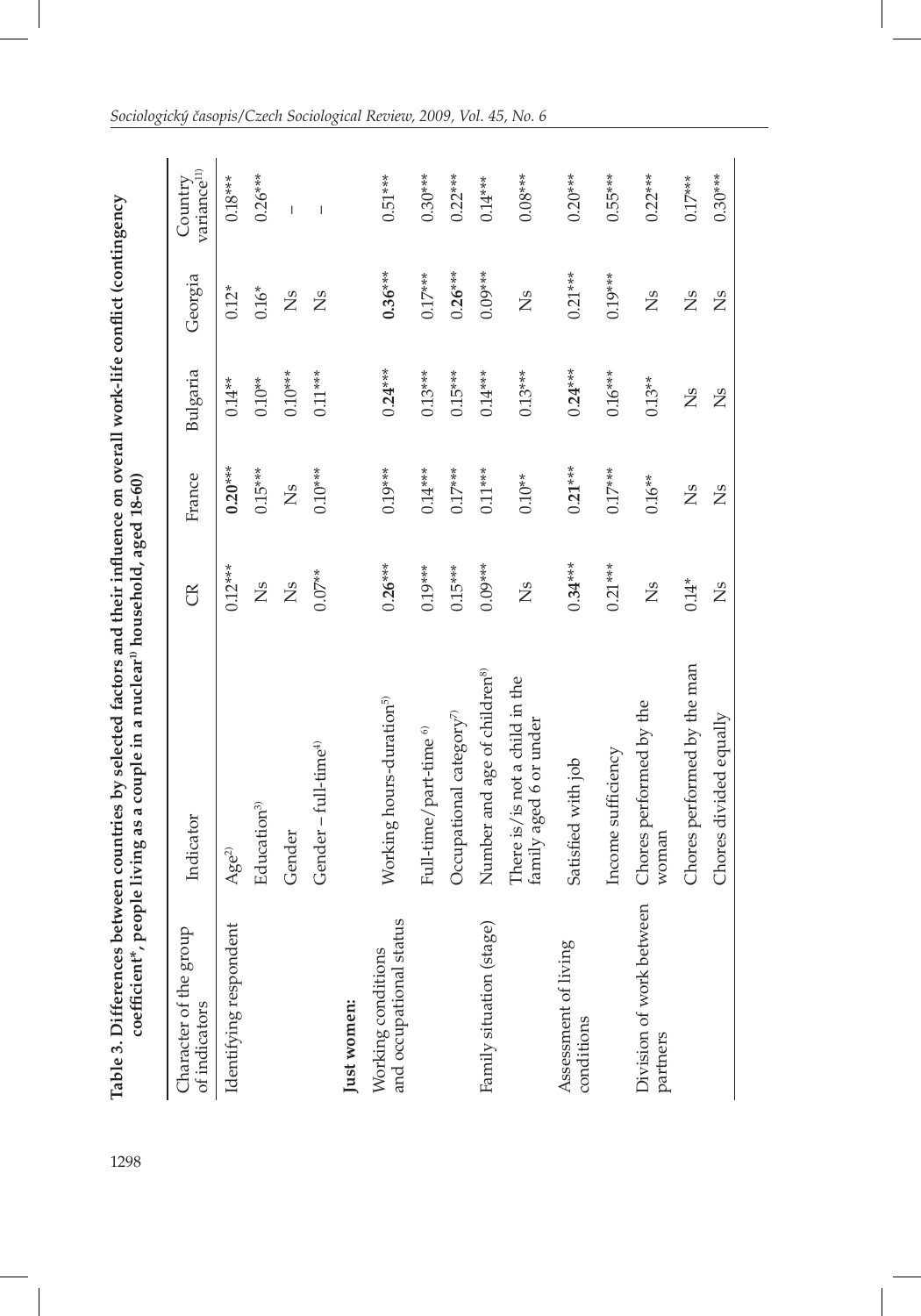**Table 3. Differences between countries by selected factors and their influence on overall work-life conflict (contingency coefficient*, people living as a couple in a nuclear[1] household, aged 18-60)**

| Character of the group of indicators | Indicator | CR | France | Bulgaria | Georgia | Country variance[11] |
|---|---|---|---|---|---|---|
| Identifying respondent | Age[2] | 0.12*** | **0.20***** | 0.14** | 0.12* | 0.18*** |
| | Education[3] | Ns | 0.15*** | 0.10** | 0.16* | 0.26*** |
| | Gender | Ns | Ns | 0.10*** | Ns | – |
| | Gender – full-time[4] | 0.07** | 0.10*** | 0.11*** | Ns | – |
| **Just women:** | | | | | | |
| Working conditions and occupational status | Working hours-duration[5] | 0.**26***** | 0.19*** | 0.**24***** | **0.36***** | 0.51*** |
| | Full-time/part-time [6] | 0.19*** | 0.14*** | 0.13*** | 0.17*** | 0.30*** |
| | Occupational category[7] | 0.15*** | 0.17*** | 0.15*** | 0.**26***** | 0.22*** |
| Family situation (stage) | Number and age of children[8] | 0.09*** | 0.11*** | 0.14*** | 0.09*** | 0.14*** |
| | There is/is not a child in the family aged 6 or under | Ns | 0.10** | 0.13*** | Ns | 0.08*** |
| Assessment of living conditions | Satisfied with job | 0.**34***** | 0.**21***** | 0.**24***** | 0.21*** | 0.20*** |
| | Income sufficiency | 0.21*** | 0.17*** | 0.16*** | 0.19*** | 0.55*** |
| Division of work between partners | Chores performed by the woman | Ns | 0.16** | 0.13** | Ns | 0.22*** |
| | Chores performed by the man | 0.14* | Ns | Ns | Ns | 0.17*** |
| | Chores divided equally | Ns | Ns | Ns | Ns | 0.30*** |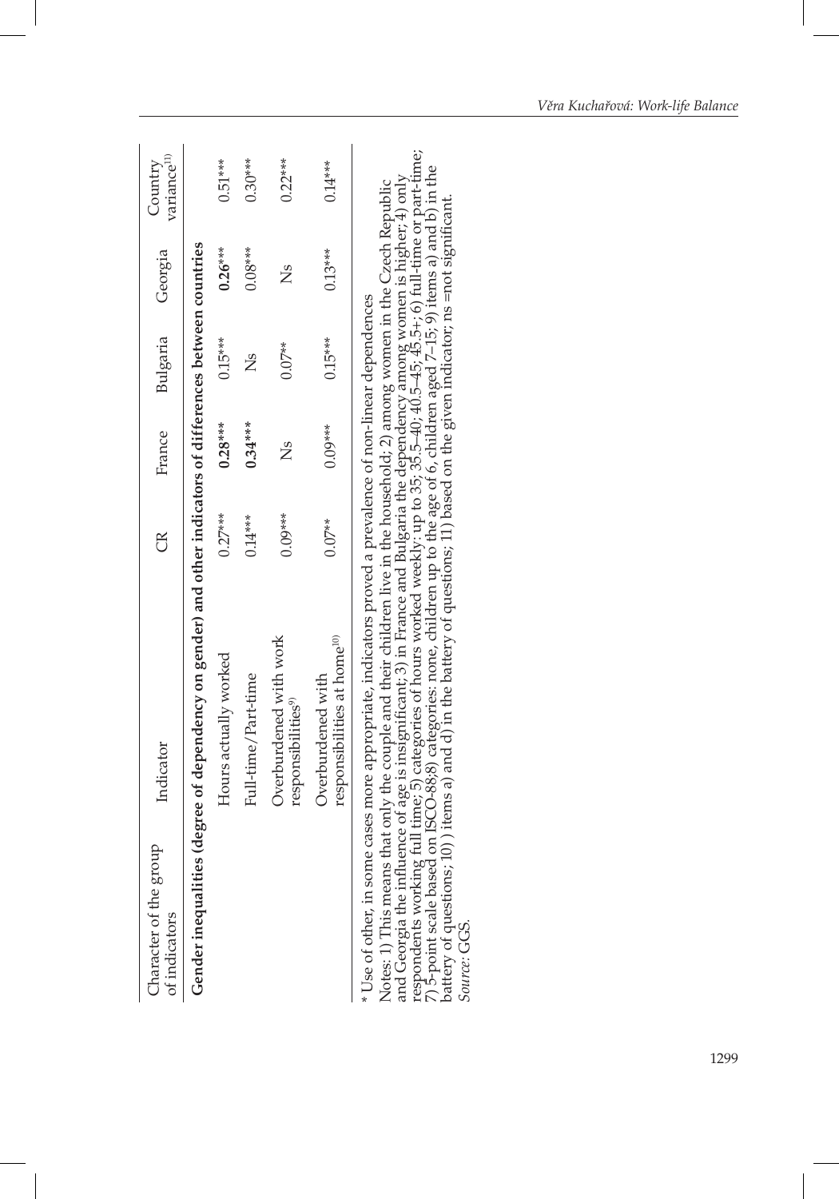| Character of the group of indicators | Indicator | CR | France | Bulgaria | Georgia | Country variance[11)] |
|---|---|---|---|---|---|---|
| **Gender inequalities (degree of dependency on gender) and other indicators of differences between countries** | | | | | | |
| | Hours actually worked | 0.27*** | **0.28***** | 0.15*** | **0.26***** | 0.51*** |
| | Full-time/Part-time | 0.14*** | **0.34***** | Ns | 0.08*** | 0.30*** |
| | Overburdened with work responsibilities[9)] | 0.09*** | Ns | 0.07** | Ns | 0.22*** |
| | Overburdened with responsibilities at home[10)] | 0.07** | 0.09*** | 0.15*** | 0.13*** | 0.14*** |

* Use of other, in some cases more appropriate, indicators proved a prevalence of non-linear dependences

Notes: 1) This means that only the couple and their children live in the household; 2) among women in the Czech Republic and Georgia the influence of age is insignificant; 3) in France and Bulgaria the dependency among women is higher; 4) only respondents working full time; 5) categories of hours worked weekly: up to 35; 35.5–40; 40.5–45; 45.5+; 6) full-time or part-time; 7) 5-point scale based on ISCO-88;8) categories: none, children up to the age of 6, children aged 7–15; 9) items a) and b) in the battery of questions; 10) ) items a) and d) in the battery of questions; 11) based on the given indicator; ns =not significant.

*Source:* GGS.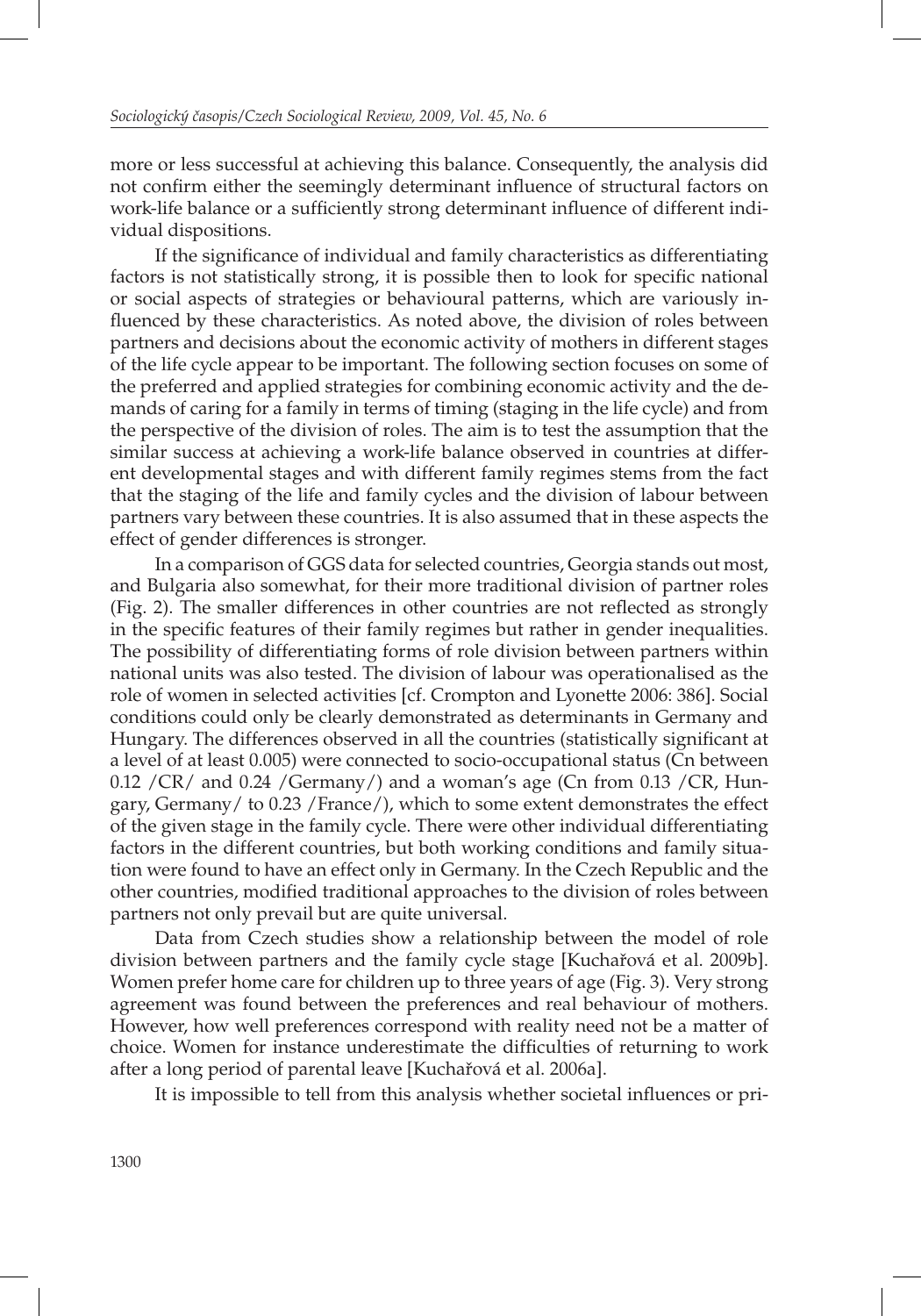more or less successful at achieving this balance. Consequently, the analysis did not confirm either the seemingly determinant influence of structural factors on work-life balance or a sufficiently strong determinant influence of different individual dispositions.

If the significance of individual and family characteristics as differentiating factors is not statistically strong, it is possible then to look for specific national or social aspects of strategies or behavioural patterns, which are variously influenced by these characteristics. As noted above, the division of roles between partners and decisions about the economic activity of mothers in different stages of the life cycle appear to be important. The following section focuses on some of the preferred and applied strategies for combining economic activity and the demands of caring for a family in terms of timing (staging in the life cycle) and from the perspective of the division of roles. The aim is to test the assumption that the similar success at achieving a work-life balance observed in countries at different developmental stages and with different family regimes stems from the fact that the staging of the life and family cycles and the division of labour between partners vary between these countries. It is also assumed that in these aspects the effect of gender differences is stronger.

In a comparison of GGS data for selected countries, Georgia stands out most, and Bulgaria also somewhat, for their more traditional division of partner roles (Fig. 2). The smaller differences in other countries are not reflected as strongly in the specific features of their family regimes but rather in gender inequalities. The possibility of differentiating forms of role division between partners within national units was also tested. The division of labour was operationalised as the role of women in selected activities [cf. Crompton and Lyonette 2006: 386]. Social conditions could only be clearly demonstrated as determinants in Germany and Hungary. The differences observed in all the countries (statistically significant at a level of at least 0.005) were connected to socio-occupational status (Cn between 0.12 /CR/ and 0.24 /Germany/) and a woman's age (Cn from 0.13 /CR, Hungary, Germany/ to 0.23 /France/), which to some extent demonstrates the effect of the given stage in the family cycle. There were other individual differentiating factors in the different countries, but both working conditions and family situation were found to have an effect only in Germany. In the Czech Republic and the other countries, modified traditional approaches to the division of roles between partners not only prevail but are quite universal.

Data from Czech studies show a relationship between the model of role division between partners and the family cycle stage [Kuchařová et al. 2009b]. Women prefer home care for children up to three years of age (Fig. 3). Very strong agreement was found between the preferences and real behaviour of mothers. However, how well preferences correspond with reality need not be a matter of choice. Women for instance underestimate the difficulties of returning to work after a long period of parental leave [Kuchařová et al. 2006a].

It is impossible to tell from this analysis whether societal influences or pri-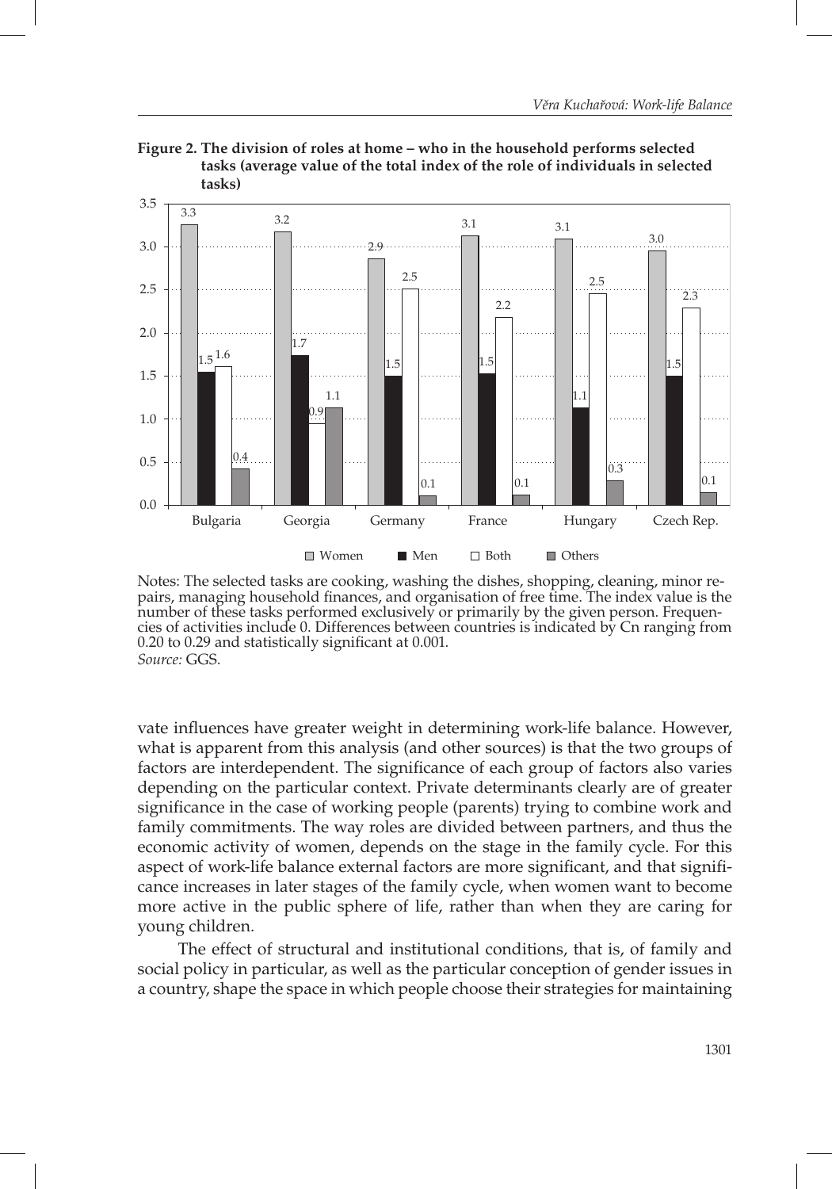**Figure 2. The division of roles at home – who in the household performs selected tasks (average value of the total index of the role of individuals in selected tasks)**

| | Women | Men | Both | Others |
|---|---|---|---|---|
| Bulgaria | 3.3 | 1.5 | 1.6 | 0.4 |
| Georgia | 3.2 | 1.7 | 0.9 | 1.1 |
| Germany | 2.9 | 1.5 | 2.5 | 0.1 |
| France | 3.1 | 1.5 | 2.2 | 0.1 |
| Hungary | 3.1 | 1.1 | 2.5 | 0.3 |
| Czech Rep. | 3.0 | 1.5 | 2.3 | 0.1 |

Notes: The selected tasks are cooking, washing the dishes, shopping, cleaning, minor repairs, managing household finances, and organisation of free time. The index value is the number of these tasks performed exclusively or primarily by the given person. Frequencies of activities include 0. Differences between countries is indicated by Cn ranging from 0.20 to 0.29 and statistically significant at 0.001.
*Source:* GGS.

vate influences have greater weight in determining work-life balance. However, what is apparent from this analysis (and other sources) is that the two groups of factors are interdependent. The significance of each group of factors also varies depending on the particular context. Private determinants clearly are of greater significance in the case of working people (parents) trying to combine work and family commitments. The way roles are divided between partners, and thus the economic activity of women, depends on the stage in the family cycle. For this aspect of work-life balance external factors are more significant, and that significance increases in later stages of the family cycle, when women want to become more active in the public sphere of life, rather than when they are caring for young children.

The effect of structural and institutional conditions, that is, of family and social policy in particular, as well as the particular conception of gender issues in a country, shape the space in which people choose their strategies for maintaining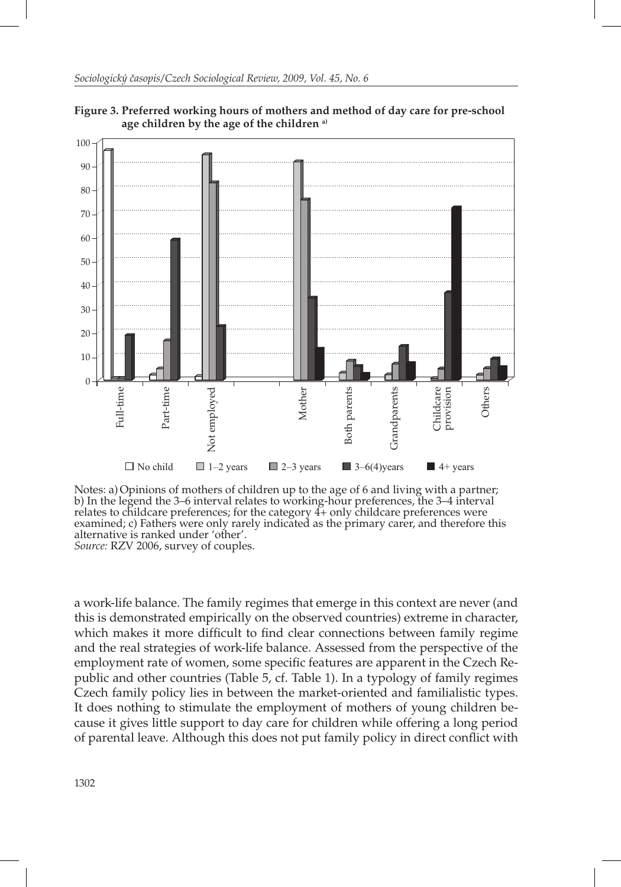**Figure 3. Preferred working hours of mothers and method of day care for pre-school age children by the age of the children** a)

Notes: a) Opinions of mothers of children up to the age of 6 and living with a partner; b) In the legend the 3–6 interval relates to working-hour preferences, the 3–4 interval relates to childcare preferences; for the category 4+ only childcare preferences were examined; c) Fathers were only rarely indicated as the primary carer, and therefore this alternative is ranked under 'other'.
*Source:* RZV 2006, survey of couples.

a work-life balance. The family regimes that emerge in this context are never (and this is demonstrated empirically on the observed countries) extreme in character, which makes it more difficult to find clear connections between family regime and the real strategies of work-life balance. Assessed from the perspective of the employment rate of women, some specific features are apparent in the Czech Republic and other countries (Table 5, cf. Table 1). In a typology of family regimes Czech family policy lies in between the market-oriented and familialistic types. It does nothing to stimulate the employment of mothers of young children because it gives little support to day care for children while offering a long period of parental leave. Although this does not put family policy in direct conflict with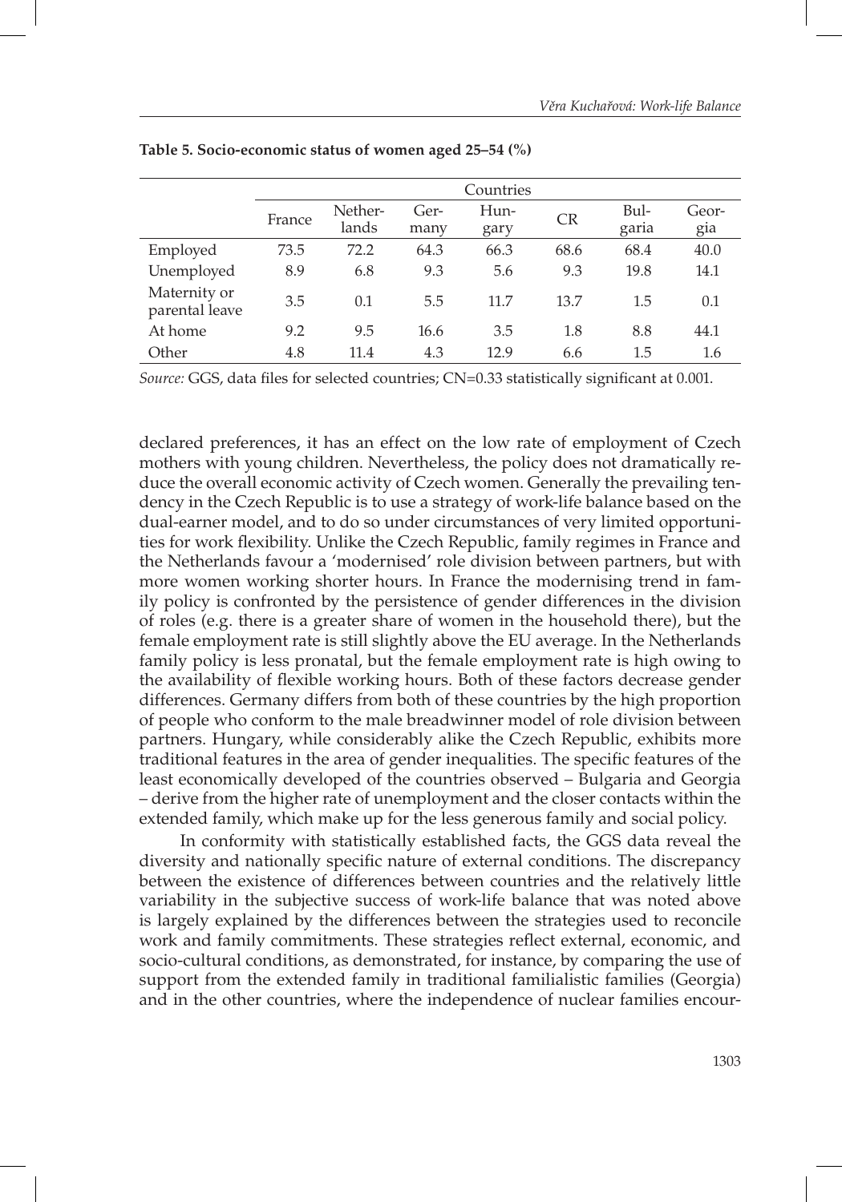**Table 5. Socio-economic status of women aged 25–54 (%)**

| | Countries | | | | | | |
|---|---|---|---|---|---|---|---|
| | France | Nether-lands | Ger-many | Hun-gary | CR | Bul-garia | Geor-gia |
| Employed | 73.5 | 72.2 | 64.3 | 66.3 | 68.6 | 68.4 | 40.0 |
| Unemployed | 8.9 | 6.8 | 9.3 | 5.6 | 9.3 | 19.8 | 14.1 |
| Maternity or parental leave | 3.5 | 0.1 | 5.5 | 11.7 | 13.7 | 1.5 | 0.1 |
| At home | 9.2 | 9.5 | 16.6 | 3.5 | 1.8 | 8.8 | 44.1 |
| Other | 4.8 | 11.4 | 4.3 | 12.9 | 6.6 | 1.5 | 1.6 |

*Source:* GGS, data files for selected countries; CN=0.33 statistically significant at 0.001.

declared preferences, it has an effect on the low rate of employment of Czech mothers with young children. Nevertheless, the policy does not dramatically reduce the overall economic activity of Czech women. Generally the prevailing tendency in the Czech Republic is to use a strategy of work-life balance based on the dual-earner model, and to do so under circumstances of very limited opportunities for work flexibility. Unlike the Czech Republic, family regimes in France and the Netherlands favour a 'modernised' role division between partners, but with more women working shorter hours. In France the modernising trend in family policy is confronted by the persistence of gender differences in the division of roles (e.g. there is a greater share of women in the household there), but the female employment rate is still slightly above the EU average. In the Netherlands family policy is less pronatal, but the female employment rate is high owing to the availability of flexible working hours. Both of these factors decrease gender differences. Germany differs from both of these countries by the high proportion of people who conform to the male breadwinner model of role division between partners. Hungary, while considerably alike the Czech Republic, exhibits more traditional features in the area of gender inequalities. The specific features of the least economically developed of the countries observed – Bulgaria and Georgia – derive from the higher rate of unemployment and the closer contacts within the extended family, which make up for the less generous family and social policy.

In conformity with statistically established facts, the GGS data reveal the diversity and nationally specific nature of external conditions. The discrepancy between the existence of differences between countries and the relatively little variability in the subjective success of work-life balance that was noted above is largely explained by the differences between the strategies used to reconcile work and family commitments. These strategies reflect external, economic, and socio-cultural conditions, as demonstrated, for instance, by comparing the use of support from the extended family in traditional familialistic families (Georgia) and in the other countries, where the independence of nuclear families encour-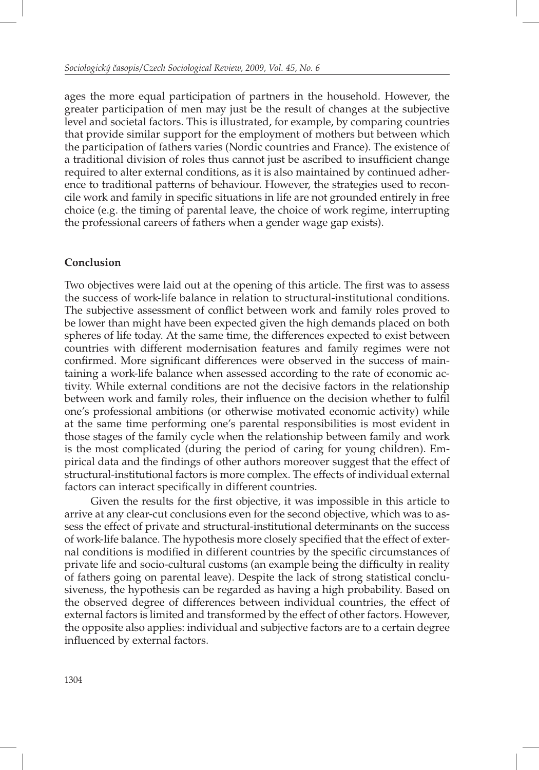ages the more equal participation of partners in the household. However, the greater participation of men may just be the result of changes at the subjective level and societal factors. This is illustrated, for example, by comparing countries that provide similar support for the employment of mothers but between which the participation of fathers varies (Nordic countries and France). The existence of a traditional division of roles thus cannot just be ascribed to insufficient change required to alter external conditions, as it is also maintained by continued adherence to traditional patterns of behaviour. However, the strategies used to reconcile work and family in specific situations in life are not grounded entirely in free choice (e.g. the timing of parental leave, the choice of work regime, interrupting the professional careers of fathers when a gender wage gap exists).

## Conclusion

Two objectives were laid out at the opening of this article. The first was to assess the success of work-life balance in relation to structural-institutional conditions. The subjective assessment of conflict between work and family roles proved to be lower than might have been expected given the high demands placed on both spheres of life today. At the same time, the differences expected to exist between countries with different modernisation features and family regimes were not confirmed. More significant differences were observed in the success of maintaining a work-life balance when assessed according to the rate of economic activity. While external conditions are not the decisive factors in the relationship between work and family roles, their influence on the decision whether to fulfil one's professional ambitions (or otherwise motivated economic activity) while at the same time performing one's parental responsibilities is most evident in those stages of the family cycle when the relationship between family and work is the most complicated (during the period of caring for young children). Empirical data and the findings of other authors moreover suggest that the effect of structural-institutional factors is more complex. The effects of individual external factors can interact specifically in different countries.

Given the results for the first objective, it was impossible in this article to arrive at any clear-cut conclusions even for the second objective, which was to assess the effect of private and structural-institutional determinants on the success of work-life balance. The hypothesis more closely specified that the effect of external conditions is modified in different countries by the specific circumstances of private life and socio-cultural customs (an example being the difficulty in reality of fathers going on parental leave). Despite the lack of strong statistical conclusiveness, the hypothesis can be regarded as having a high probability. Based on the observed degree of differences between individual countries, the effect of external factors is limited and transformed by the effect of other factors. However, the opposite also applies: individual and subjective factors are to a certain degree influenced by external factors.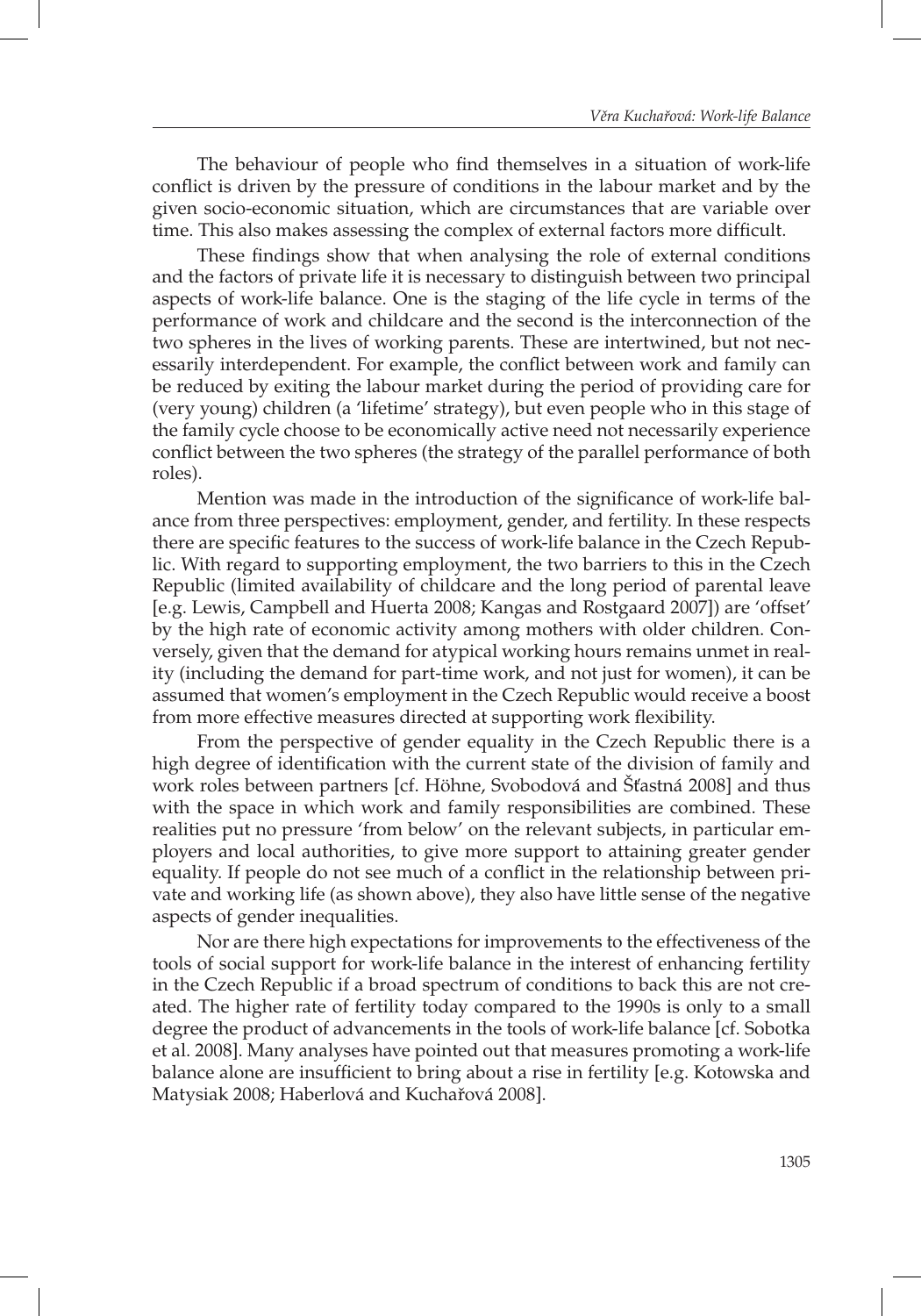The behaviour of people who find themselves in a situation of work-life conflict is driven by the pressure of conditions in the labour market and by the given socio-economic situation, which are circumstances that are variable over time. This also makes assessing the complex of external factors more difficult.

These findings show that when analysing the role of external conditions and the factors of private life it is necessary to distinguish between two principal aspects of work-life balance. One is the staging of the life cycle in terms of the performance of work and childcare and the second is the interconnection of the two spheres in the lives of working parents. These are intertwined, but not necessarily interdependent. For example, the conflict between work and family can be reduced by exiting the labour market during the period of providing care for (very young) children (a 'lifetime' strategy), but even people who in this stage of the family cycle choose to be economically active need not necessarily experience conflict between the two spheres (the strategy of the parallel performance of both roles).

Mention was made in the introduction of the significance of work-life balance from three perspectives: employment, gender, and fertility. In these respects there are specific features to the success of work-life balance in the Czech Republic. With regard to supporting employment, the two barriers to this in the Czech Republic (limited availability of childcare and the long period of parental leave [e.g. Lewis, Campbell and Huerta 2008; Kangas and Rostgaard 2007]) are 'offset' by the high rate of economic activity among mothers with older children. Conversely, given that the demand for atypical working hours remains unmet in reality (including the demand for part-time work, and not just for women), it can be assumed that women's employment in the Czech Republic would receive a boost from more effective measures directed at supporting work flexibility.

From the perspective of gender equality in the Czech Republic there is a high degree of identification with the current state of the division of family and work roles between partners [cf. Höhne, Svobodová and Šťastná 2008] and thus with the space in which work and family responsibilities are combined. These realities put no pressure 'from below' on the relevant subjects, in particular employers and local authorities, to give more support to attaining greater gender equality. If people do not see much of a conflict in the relationship between private and working life (as shown above), they also have little sense of the negative aspects of gender inequalities.

Nor are there high expectations for improvements to the effectiveness of the tools of social support for work-life balance in the interest of enhancing fertility in the Czech Republic if a broad spectrum of conditions to back this are not created. The higher rate of fertility today compared to the 1990s is only to a small degree the product of advancements in the tools of work-life balance [cf. Sobotka et al. 2008]. Many analyses have pointed out that measures promoting a work-life balance alone are insufficient to bring about a rise in fertility [e.g. Kotowska and Matysiak 2008; Haberlová and Kuchařová 2008].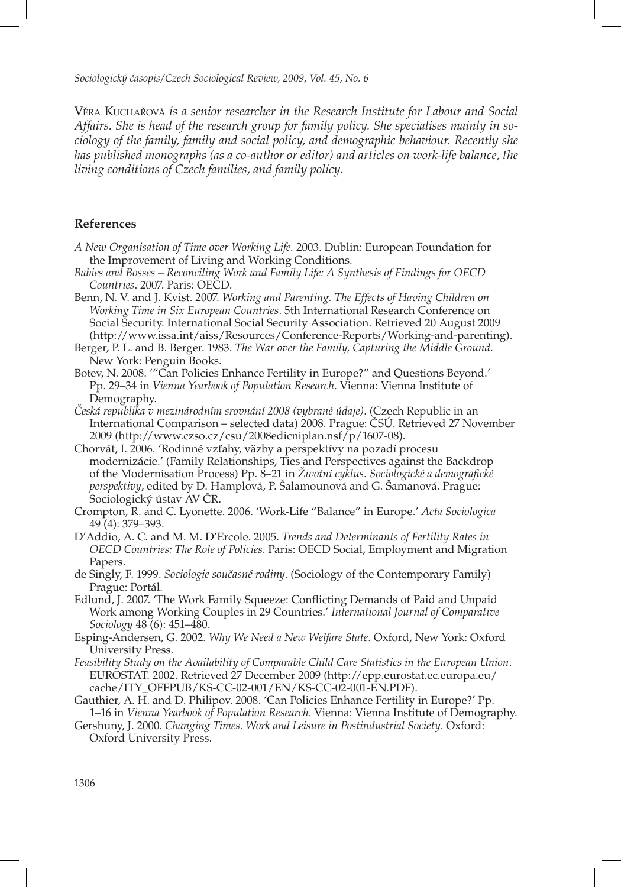Věra Kuchařová *is a senior researcher in the Research Institute for Labour and Social Affairs. She is head of the research group for family policy. She specialises mainly in sociology of the family, family and social policy, and demographic behaviour. Recently she has published monographs (as a co-author or editor) and articles on work-life balance, the living conditions of Czech families, and family policy.*

## References

*A New Organisation of Time over Working Life.* 2003. Dublin: European Foundation for the Improvement of Living and Working Conditions.

*Babies and Bosses – Reconciling Work and Family Life: A Synthesis of Findings for OECD Countries*. 2007. Paris: OECD.

Benn, N. V. and J. Kvist. 2007. *Working and Parenting. The Effects of Having Children on Working Time in Six European Countries*. 5th International Research Conference on Social Security. International Social Security Association. Retrieved 20 August 2009 (http://www.issa.int/aiss/Resources/Conference-Reports/Working-and-parenting).

Berger, P. L. and B. Berger. 1983. *The War over the Family, Capturing the Middle Ground*. New York: Penguin Books.

Botev, N. 2008. '"Can Policies Enhance Fertility in Europe?" and Questions Beyond.' Pp. 29–34 in *Vienna Yearbook of Population Research*. Vienna: Vienna Institute of Demography.

*Česká republika v mezinárodním srovnání 2008 (vybrané údaje)*. (Czech Republic in an International Comparison – selected data) 2008. Prague: ČSÚ. Retrieved 27 November 2009 (http://www.czso.cz/csu/2008edicniplan.nsf/p/1607-08).

Chorvát, I. 2006. 'Rodinné vzťahy, väzby a perspektívy na pozadí procesu modernizácie.' (Family Relationships, Ties and Perspectives against the Backdrop of the Modernisation Process) Pp. 8–21 in *Životní cyklus. Sociologické a demografické perspektivy*, edited by D. Hamplová, P. Šalamounová and G. Šamanová. Prague: Sociologický ústav AV ČR.

Crompton, R. and C. Lyonette. 2006. 'Work-Life "Balance" in Europe.' *Acta Sociologica* 49 (4): 379–393.

D'Addio, A. C. and M. M. D'Ercole. 2005. *Trends and Determinants of Fertility Rates in OECD Countries: The Role of Policies*. Paris: OECD Social, Employment and Migration Papers.

de Singly, F. 1999. *Sociologie současné rodiny*. (Sociology of the Contemporary Family) Prague: Portál.

Edlund, J. 2007. 'The Work Family Squeeze: Conflicting Demands of Paid and Unpaid Work among Working Couples in 29 Countries.' *International Journal of Comparative Sociology* 48 (6): 451–480.

Esping-Andersen, G. 2002. *Why We Need a New Welfare State*. Oxford, New York: Oxford University Press.

*Feasibility Study on the Availability of Comparable Child Care Statistics in the European Union*. EUROSTAT. 2002. Retrieved 27 December 2009 (http://epp.eurostat.ec.europa.eu/cache/ITY_OFFPUB/KS-CC-02-001/EN/KS-CC-02-001-EN.PDF).

Gauthier, A. H. and D. Philipov. 2008. 'Can Policies Enhance Fertility in Europe?' Pp. 1–16 in *Vienna Yearbook of Population Research*. Vienna: Vienna Institute of Demography.

Gershuny, J. 2000. *Changing Times. Work and Leisure in Postindustrial Society*. Oxford: Oxford University Press.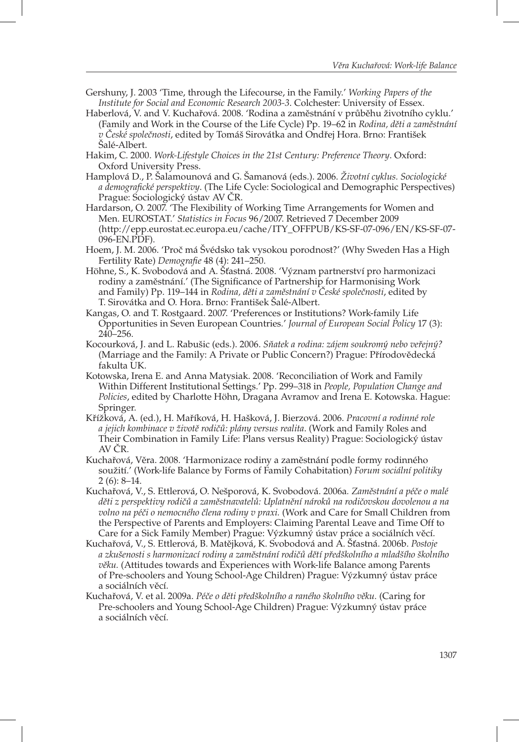Gershuny, J. 2003 'Time, through the Lifecourse, in the Family.' *Working Papers of the Institute for Social and Economic Research 2003-3*. Colchester: University of Essex.

Haberlová, V. and V. Kuchařová. 2008. 'Rodina a zaměstnání v průběhu životního cyklu.' (Family and Work in the Course of the Life Cycle) Pp. 19–62 in *Rodina, děti a zaměstnání v České společnosti*, edited by Tomáš Sirovátka and Ondřej Hora. Brno: František Šalé-Albert.

Hakim, C. 2000. *Work-Lifestyle Choices in the 21st Century: Preference Theory*. Oxford: Oxford University Press.

Hamplová D., P. Šalamounová and G. Šamanová (eds.). 2006. *Životní cyklus. Sociologické a demografické perspektivy*. (The Life Cycle: Sociological and Demographic Perspectives) Prague: Sociologický ústav AV ČR.

Hardarson, O. 2007. 'The Flexibility of Working Time Arrangements for Women and Men. EUROSTAT.' *Statistics in Focus* 96/2007. Retrieved 7 December 2009 (http://epp.eurostat.ec.europa.eu/cache/ITY_OFFPUB/KS-SF-07-096/EN/KS-SF-07-096-EN.PDF).

Hoem, J. M. 2006. 'Proč má Švédsko tak vysokou porodnost?' (Why Sweden Has a High Fertility Rate) *Demografie* 48 (4): 241–250.

Höhne, S., K. Svobodová and A. Šťastná. 2008. 'Význam partnerství pro harmonizaci rodiny a zaměstnání.' (The Significance of Partnership for Harmonising Work and Family) Pp. 119–144 in *Rodina, děti a zaměstnání v České společnosti*, edited by T. Sirovátka and O. Hora. Brno: František Šalé-Albert.

Kangas, O. and T. Rostgaard. 2007. 'Preferences or Institutions? Work-family Life Opportunities in Seven European Countries.' *Journal of European Social Policy* 17 (3): 240–256.

Kocourková, J. and L. Rabušic (eds.). 2006. *Sňatek a rodina: zájem soukromý nebo veřejný?* (Marriage and the Family: A Private or Public Concern?) Prague: Přírodovědecká fakulta UK.

Kotowska, Irena E. and Anna Matysiak. 2008. 'Reconciliation of Work and Family Within Different Institutional Settings.' Pp. 299–318 in *People, Population Change and Policies*, edited by Charlotte Höhn, Dragana Avramov and Irena E. Kotowska. Hague: Springer.

Křížková, A. (ed.), H. Maříková, H. Hašková, J. Bierzová. 2006. *Pracovní a rodinné role a jejich kombinace v životě rodičů: plány versus realita*. (Work and Family Roles and Their Combination in Family Life: Plans versus Reality) Prague: Sociologický ústav AV ČR.

Kuchařová, Věra. 2008. 'Harmonizace rodiny a zaměstnání podle formy rodinného soužití.' (Work-life Balance by Forms of Family Cohabitation) *Forum sociální politiky* 2 (6): 8–14.

Kuchařová, V., S. Ettlerová, O. Nešporová, K. Svobodová. 2006a. *Zaměstnání a péče o malé děti z perspektivy rodičů a zaměstnavatelů: Uplatnění nároků na rodičovskou dovolenou a na volno na péči o nemocného člena rodiny v praxi.* (Work and Care for Small Children from the Perspective of Parents and Employers: Claiming Parental Leave and Time Off to Care for a Sick Family Member) Prague: Výzkumný ústav práce a sociálních věcí.

Kuchařová, V., S. Ettlerová, B. Matějková, K. Svobodová and A. Šťastná. 2006b. *Postoje a zkušenosti s harmonizací rodiny a zaměstnání rodičů dětí předškolního a mladšího školního věku.* (Attitudes towards and Experiences with Work-life Balance among Parents of Pre-schoolers and Young School-Age Children) Prague: Výzkumný ústav práce a sociálních věcí.

Kuchařová, V. et al. 2009a. *Péče o děti předškolního a raného školního věku.* (Caring for Pre-schoolers and Young School-Age Children) Prague: Výzkumný ústav práce a sociálních věcí.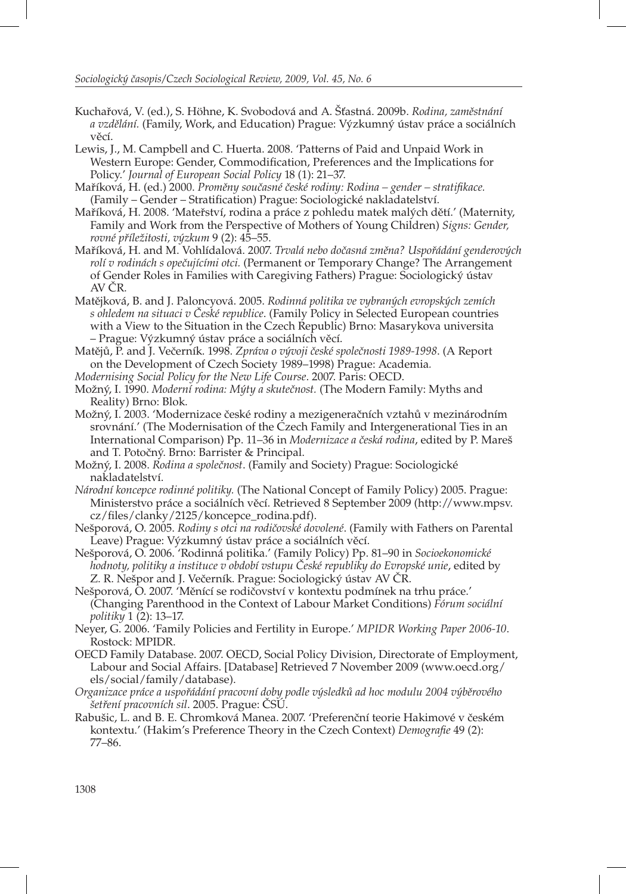Kuchařová, V. (ed.), S. Höhne, K. Svobodová and A. Šťastná. 2009b. *Rodina, zaměstnání a vzdělání.* (Family, Work, and Education) Prague: Výzkumný ústav práce a sociálních věcí.

Lewis, J., M. Campbell and C. Huerta. 2008. 'Patterns of Paid and Unpaid Work in Western Europe: Gender, Commodification, Preferences and the Implications for Policy.' *Journal of European Social Policy* 18 (1): 21–37.

Maříková, H. (ed.) 2000. *Proměny současné české rodiny: Rodina – gender – stratifikace.* (Family – Gender – Stratification) Prague: Sociologické nakladatelství.

Maříková, H. 2008. 'Mateřství, rodina a práce z pohledu matek malých dětí.' (Maternity, Family and Work from the Perspective of Mothers of Young Children) *Signs: Gender, rovné příležitosti, výzkum* 9 (2): 45–55.

Maříková, H. and M. Vohlídalová. 2007. *Trvalá nebo dočasná změna? Uspořádání genderových rolí v rodinách s opečujícími otci.* (Permanent or Temporary Change? The Arrangement of Gender Roles in Families with Caregiving Fathers) Prague: Sociologický ústav AV ČR.

Matějková, B. and J. Paloncyová. 2005. *Rodinná politika ve vybraných evropských zemích s ohledem na situaci v České republice*. (Family Policy in Selected European countries with a View to the Situation in the Czech Republic) Brno: Masarykova universita – Prague: Výzkumný ústav práce a sociálních věcí.

Matějů, P. and J. Večerník. 1998. *Zpráva o vývoji české společnosti 1989-1998*. (A Report on the Development of Czech Society 1989–1998) Prague: Academia.

*Modernising Social Policy for the New Life Course*. 2007. Paris: OECD.

Možný, I. 1990. *Moderní rodina: Mýty a skutečnost.* (The Modern Family: Myths and Reality) Brno: Blok.

Možný, I. 2003. 'Modernizace české rodiny a mezigeneračních vztahů v mezinárodním srovnání.' (The Modernisation of the Czech Family and Intergenerational Ties in an International Comparison) Pp. 11–36 in *Modernizace a česká rodina*, edited by P. Mareš and T. Potočný. Brno: Barrister & Principal.

Možný, I. 2008. *Rodina a společnost*. (Family and Society) Prague: Sociologické nakladatelství.

*Národní koncepce rodinné politiky.* (The National Concept of Family Policy) 2005. Prague: Ministerstvo práce a sociálních věcí. Retrieved 8 September 2009 (http://www.mpsv.cz/files/clanky/2125/koncepce_rodina.pdf).

Nešporová, O. 2005. *Rodiny s otci na rodičovské dovolené*. (Family with Fathers on Parental Leave) Prague: Výzkumný ústav práce a sociálních věcí.

Nešporová, O. 2006. 'Rodinná politika.' (Family Policy) Pp. 81–90 in *Socioekonomické hodnoty, politiky a instituce v období vstupu České republiky do Evropské unie*, edited by Z. R. Nešpor and J. Večerník. Prague: Sociologický ústav AV ČR.

Nešporová, O. 2007. 'Měnící se rodičovství v kontextu podmínek na trhu práce.' (Changing Parenthood in the Context of Labour Market Conditions) *Fórum sociální politiky* 1 (2): 13–17.

Neyer, G. 2006. 'Family Policies and Fertility in Europe.' *MPIDR Working Paper 2006-10*. Rostock: MPIDR.

OECD Family Database. 2007. OECD, Social Policy Division, Directorate of Employment, Labour and Social Affairs. [Database] Retrieved 7 November 2009 (www.oecd.org/els/social/family/database).

*Organizace práce a uspořádání pracovní doby podle výsledků ad hoc modulu 2004 výběrového šetření pracovních sil*. 2005. Prague: ČSÚ.

Rabušic, L. and B. E. Chromková Manea. 2007. 'Preferenční teorie Hakimové v českém kontextu.' (Hakim's Preference Theory in the Czech Context) *Demografie* 49 (2): 77–86.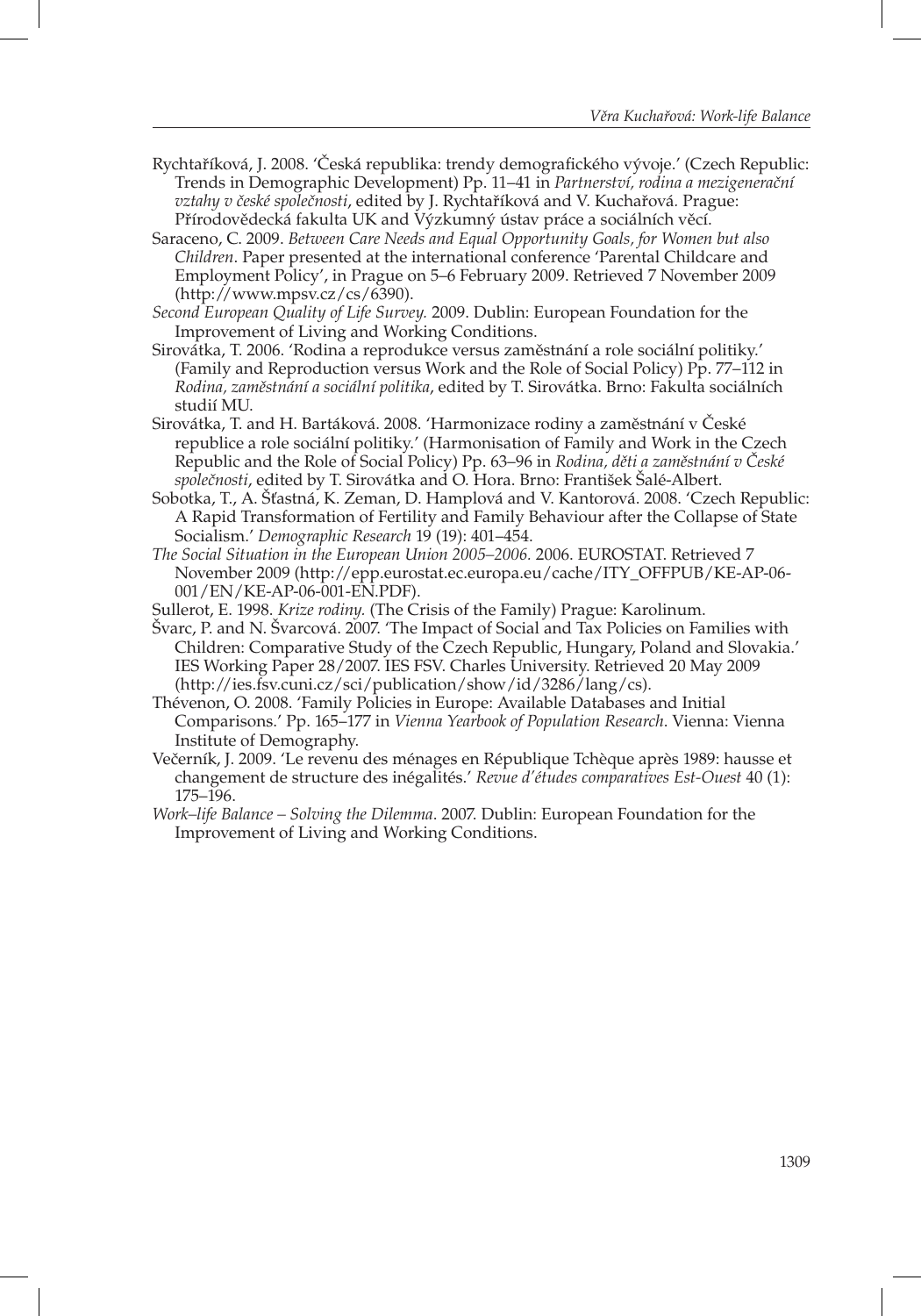Rychtaříková, J. 2008. 'Česká republika: trendy demografického vývoje.' (Czech Republic: Trends in Demographic Development) Pp. 11–41 in *Partnerství, rodina a mezigenerační vztahy v české společnosti*, edited by J. Rychtaříková and V. Kuchařová. Prague: Přírodovědecká fakulta UK and Výzkumný ústav práce a sociálních věcí.

Saraceno, C. 2009. *Between Care Needs and Equal Opportunity Goals, for Women but also Children*. Paper presented at the international conference 'Parental Childcare and Employment Policy', in Prague on 5–6 February 2009. Retrieved 7 November 2009 (http://www.mpsv.cz/cs/6390).

*Second European Quality of Life Survey.* 2009. Dublin: European Foundation for the Improvement of Living and Working Conditions.

Sirovátka, T. 2006. 'Rodina a reprodukce versus zaměstnání a role sociální politiky.' (Family and Reproduction versus Work and the Role of Social Policy) Pp. 77–112 in *Rodina, zaměstnání a sociální politika*, edited by T. Sirovátka. Brno: Fakulta sociálních studií MU.

Sirovátka, T. and H. Bartáková. 2008. 'Harmonizace rodiny a zaměstnání v České republice a role sociální politiky.' (Harmonisation of Family and Work in the Czech Republic and the Role of Social Policy) Pp. 63–96 in *Rodina, děti a zaměstnání v České společnosti*, edited by T. Sirovátka and O. Hora. Brno: František Šalé-Albert.

Sobotka, T., A. Šťastná, K. Zeman, D. Hamplová and V. Kantorová. 2008. 'Czech Republic: A Rapid Transformation of Fertility and Family Behaviour after the Collapse of State Socialism.' *Demographic Research* 19 (19): 401–454.

*The Social Situation in the European Union 2005–2006.* 2006. EUROSTAT. Retrieved 7 November 2009 (http://epp.eurostat.ec.europa.eu/cache/ITY_OFFPUB/KE-AP-06-001/EN/KE-AP-06-001-EN.PDF).

Sullerot, E. 1998. *Krize rodiny.* (The Crisis of the Family) Prague: Karolinum.

Švarc, P. and N. Švarcová. 2007. 'The Impact of Social and Tax Policies on Families with Children: Comparative Study of the Czech Republic, Hungary, Poland and Slovakia.' IES Working Paper 28/2007. IES FSV. Charles University. Retrieved 20 May 2009 (http://ies.fsv.cuni.cz/sci/publication/show/id/3286/lang/cs).

Thévenon, O. 2008. 'Family Policies in Europe: Available Databases and Initial Comparisons.' Pp. 165–177 in *Vienna Yearbook of Population Research*. Vienna: Vienna Institute of Demography.

Večerník, J. 2009. 'Le revenu des ménages en République Tchèque après 1989: hausse et changement de structure des inégalités.' *Revue d'études comparatives Est-Ouest* 40 (1): 175–196.

*Work–life Balance – Solving the Dilemma*. 2007. Dublin: European Foundation for the Improvement of Living and Working Conditions.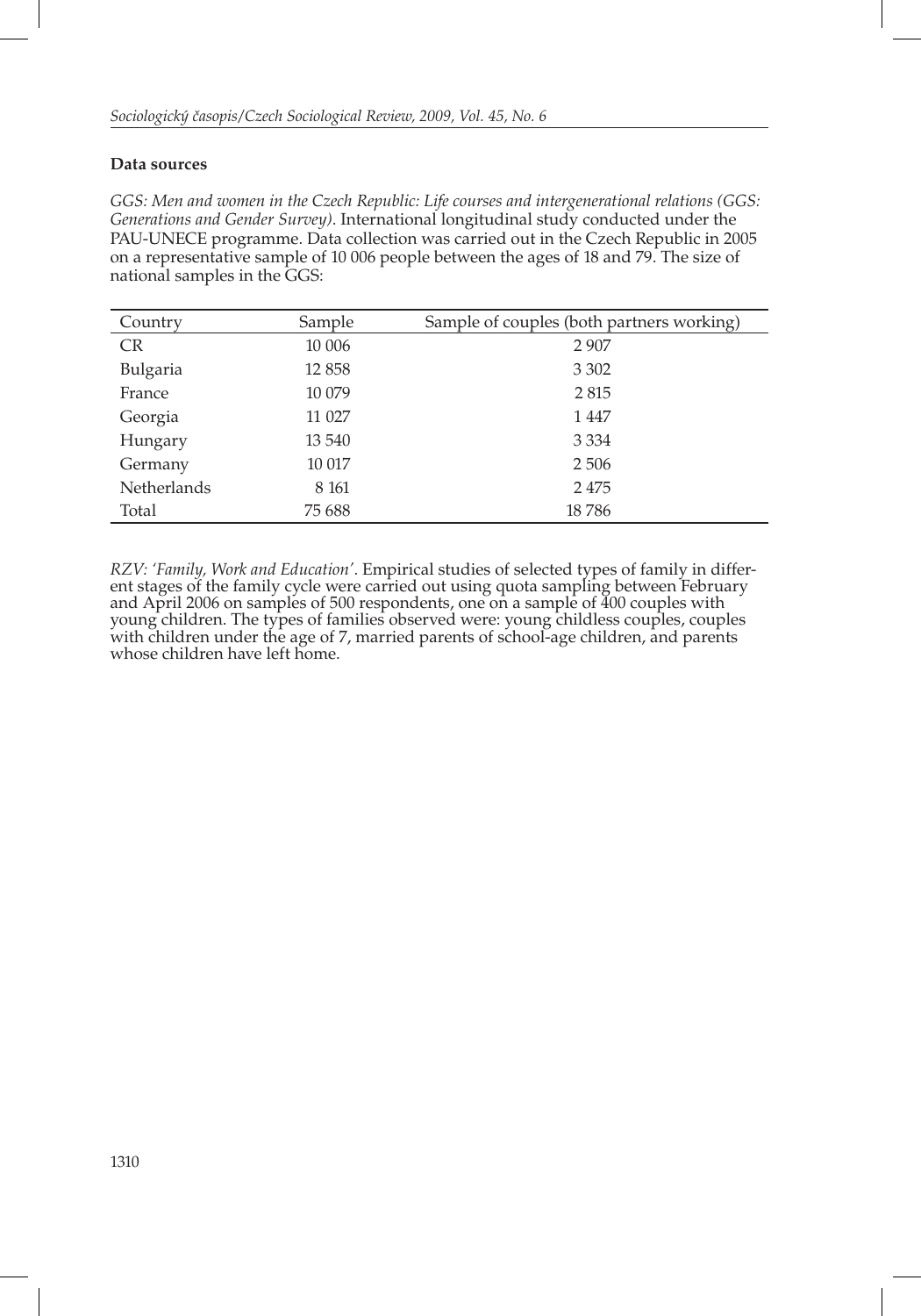### Data sources

*GGS: Men and women in the Czech Republic: Life courses and intergenerational relations (GGS: Generations and Gender Survey)*. International longitudinal study conducted under the PAU-UNECE programme. Data collection was carried out in the Czech Republic in 2005 on a representative sample of 10 006 people between the ages of 18 and 79. The size of national samples in the GGS:

| Country | Sample | Sample of couples (both partners working) |
|---|---|---|
| CR | 10 006 | 2 907 |
| Bulgaria | 12 858 | 3 302 |
| France | 10 079 | 2 815 |
| Georgia | 11 027 | 1 447 |
| Hungary | 13 540 | 3 334 |
| Germany | 10 017 | 2 506 |
| Netherlands | 8 161 | 2 475 |
| Total | 75 688 | 18 786 |

*RZV: 'Family, Work and Education'*. Empirical studies of selected types of family in different stages of the family cycle were carried out using quota sampling between February and April 2006 on samples of 500 respondents, one on a sample of 400 couples with young children. The types of families observed were: young childless couples, couples with children under the age of 7, married parents of school-age children, and parents whose children have left home.